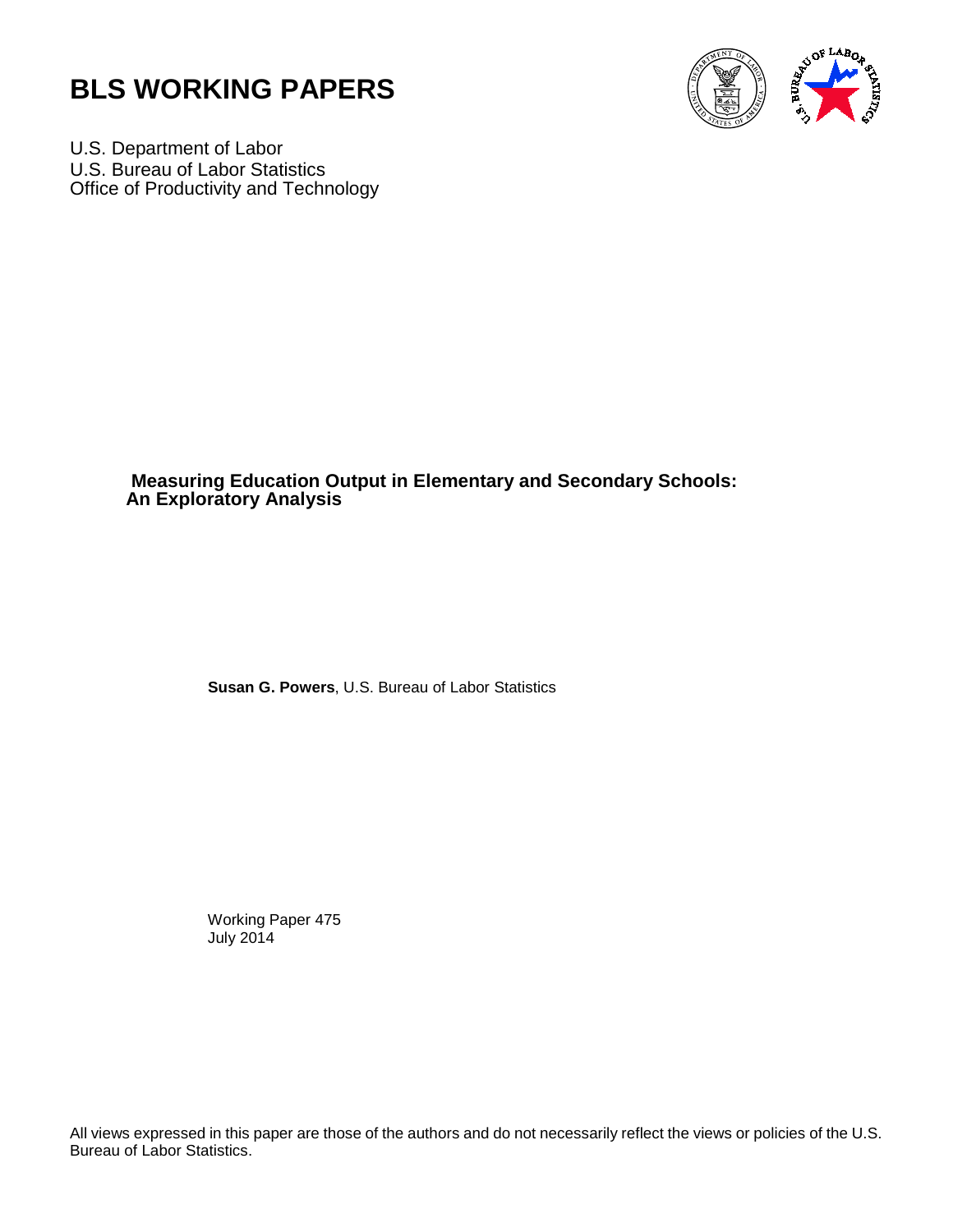# BLS WORKING PAPERS

U.S. Department of Labor
U.S. Bureau of Labor Statistics
Office of Productivity and Technology

## Measuring Education Output in Elementary and Secondary Schools: An Exploratory Analysis

**Susan G. Powers**, U.S. Bureau of Labor Statistics

Working Paper 475
July 2014

All views expressed in this paper are those of the authors and do not necessarily reflect the views or policies of the U.S. Bureau of Labor Statistics.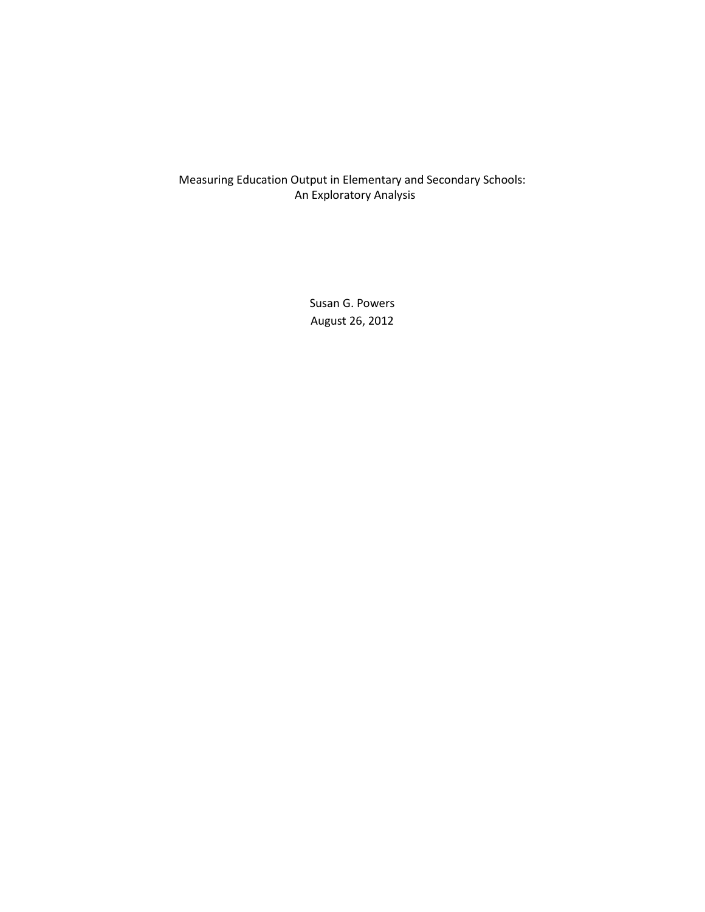# Measuring Education Output in Elementary and Secondary Schools: An Exploratory Analysis

Susan G. Powers

August 26, 2012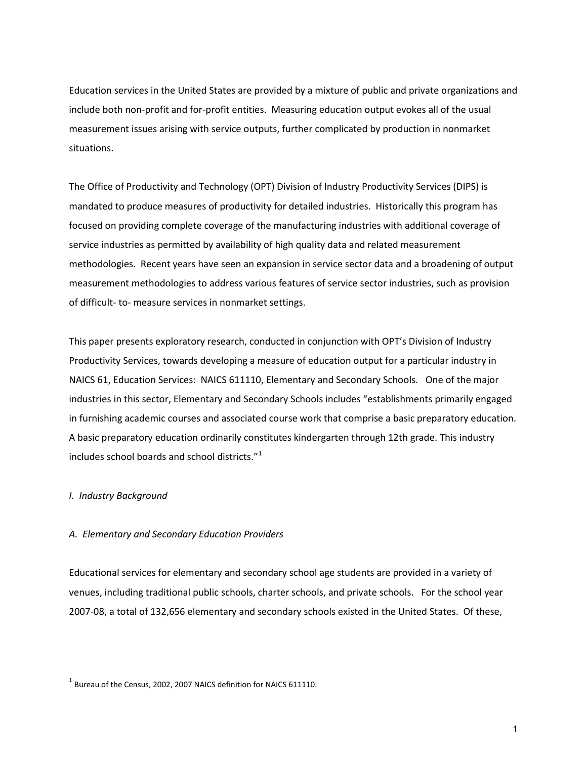Education services in the United States are provided by a mixture of public and private organizations and include both non-profit and for-profit entities. Measuring education output evokes all of the usual measurement issues arising with service outputs, further complicated by production in nonmarket situations.

The Office of Productivity and Technology (OPT) Division of Industry Productivity Services (DIPS) is mandated to produce measures of productivity for detailed industries. Historically this program has focused on providing complete coverage of the manufacturing industries with additional coverage of service industries as permitted by availability of high quality data and related measurement methodologies. Recent years have seen an expansion in service sector data and a broadening of output measurement methodologies to address various features of service sector industries, such as provision of difficult- to- measure services in nonmarket settings.

This paper presents exploratory research, conducted in conjunction with OPT's Division of Industry Productivity Services, towards developing a measure of education output for a particular industry in NAICS 61, Education Services: NAICS 611110, Elementary and Secondary Schools. One of the major industries in this sector, Elementary and Secondary Schools includes "establishments primarily engaged in furnishing academic courses and associated course work that comprise a basic preparatory education. A basic preparatory education ordinarily constitutes kindergarten through 12th grade. This industry includes school boards and school districts."[1]

## *I. Industry Background*

### *A. Elementary and Secondary Education Providers*

Educational services for elementary and secondary school age students are provided in a variety of venues, including traditional public schools, charter schools, and private schools. For the school year 2007-08, a total of 132,656 elementary and secondary schools existed in the United States. Of these,

[1] Bureau of the Census, 2002, 2007 NAICS definition for NAICS 611110.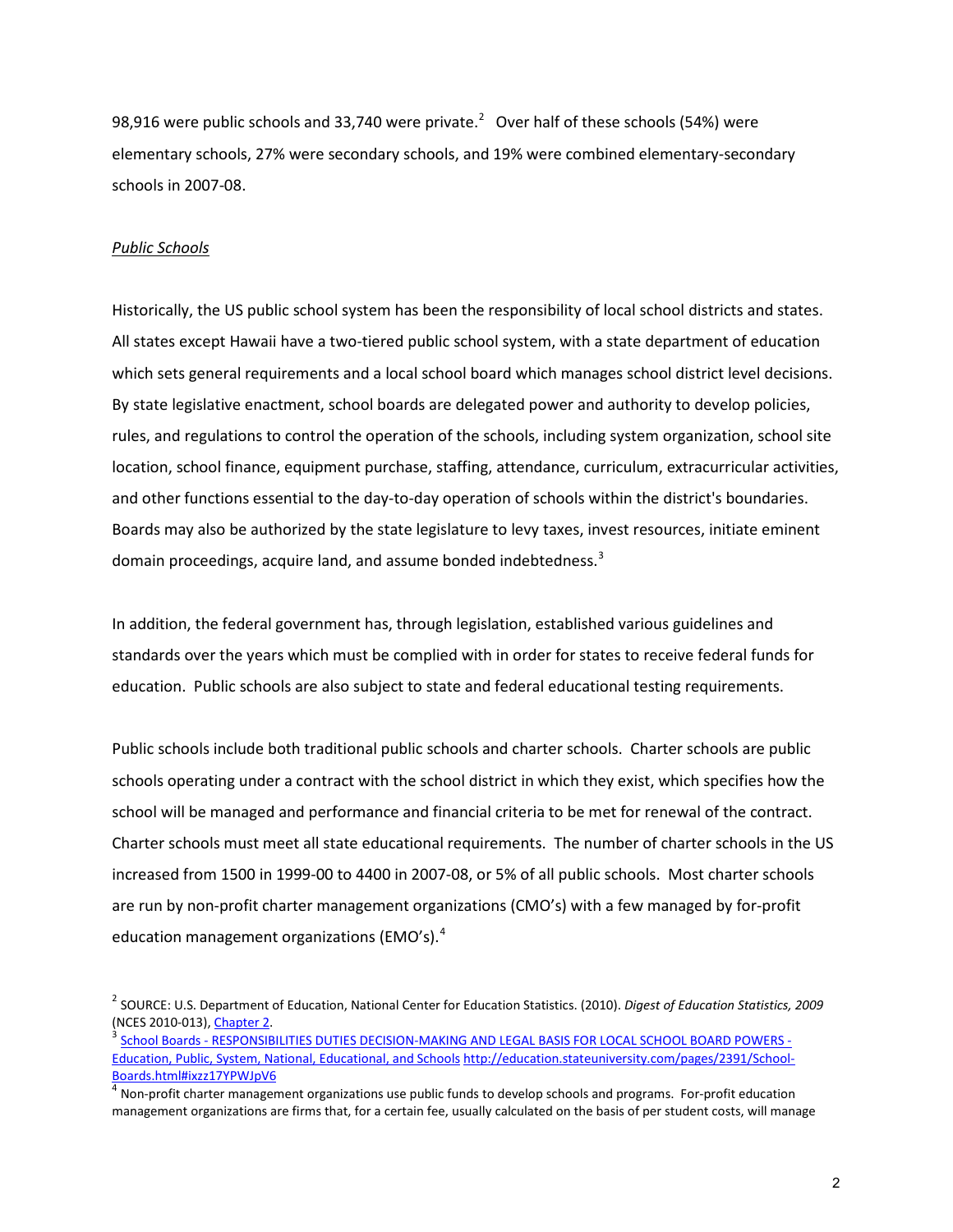98,916 were public schools and 33,740 were private.[2] Over half of these schools (54%) were elementary schools, 27% were secondary schools, and 19% were combined elementary-secondary schools in 2007-08.

*Public Schools*

Historically, the US public school system has been the responsibility of local school districts and states. All states except Hawaii have a two-tiered public school system, with a state department of education which sets general requirements and a local school board which manages school district level decisions. By state legislative enactment, school boards are delegated power and authority to develop policies, rules, and regulations to control the operation of the schools, including system organization, school site location, school finance, equipment purchase, staffing, attendance, curriculum, extracurricular activities, and other functions essential to the day-to-day operation of schools within the district's boundaries. Boards may also be authorized by the state legislature to levy taxes, invest resources, initiate eminent domain proceedings, acquire land, and assume bonded indebtedness.[3]

In addition, the federal government has, through legislation, established various guidelines and standards over the years which must be complied with in order for states to receive federal funds for education. Public schools are also subject to state and federal educational testing requirements.

Public schools include both traditional public schools and charter schools. Charter schools are public schools operating under a contract with the school district in which they exist, which specifies how the school will be managed and performance and financial criteria to be met for renewal of the contract. Charter schools must meet all state educational requirements. The number of charter schools in the US increased from 1500 in 1999-00 to 4400 in 2007-08, or 5% of all public schools. Most charter schools are run by non-profit charter management organizations (CMO's) with a few managed by for-profit education management organizations (EMO's).[4]

---

[2] SOURCE: U.S. Department of Education, National Center for Education Statistics. (2010). *Digest of Education Statistics, 2009* (NCES 2010-013), Chapter 2.

[3] School Boards - RESPONSIBILITIES DUTIES DECISION-MAKING AND LEGAL BASIS FOR LOCAL SCHOOL BOARD POWERS - Education, Public, System, National, Educational, and Schools http://education.stateuniversity.com/pages/2391/School-Boards.html#ixzz17YPWJpV6

[4] Non-profit charter management organizations use public funds to develop schools and programs. For-profit education management organizations are firms that, for a certain fee, usually calculated on the basis of per student costs, will manage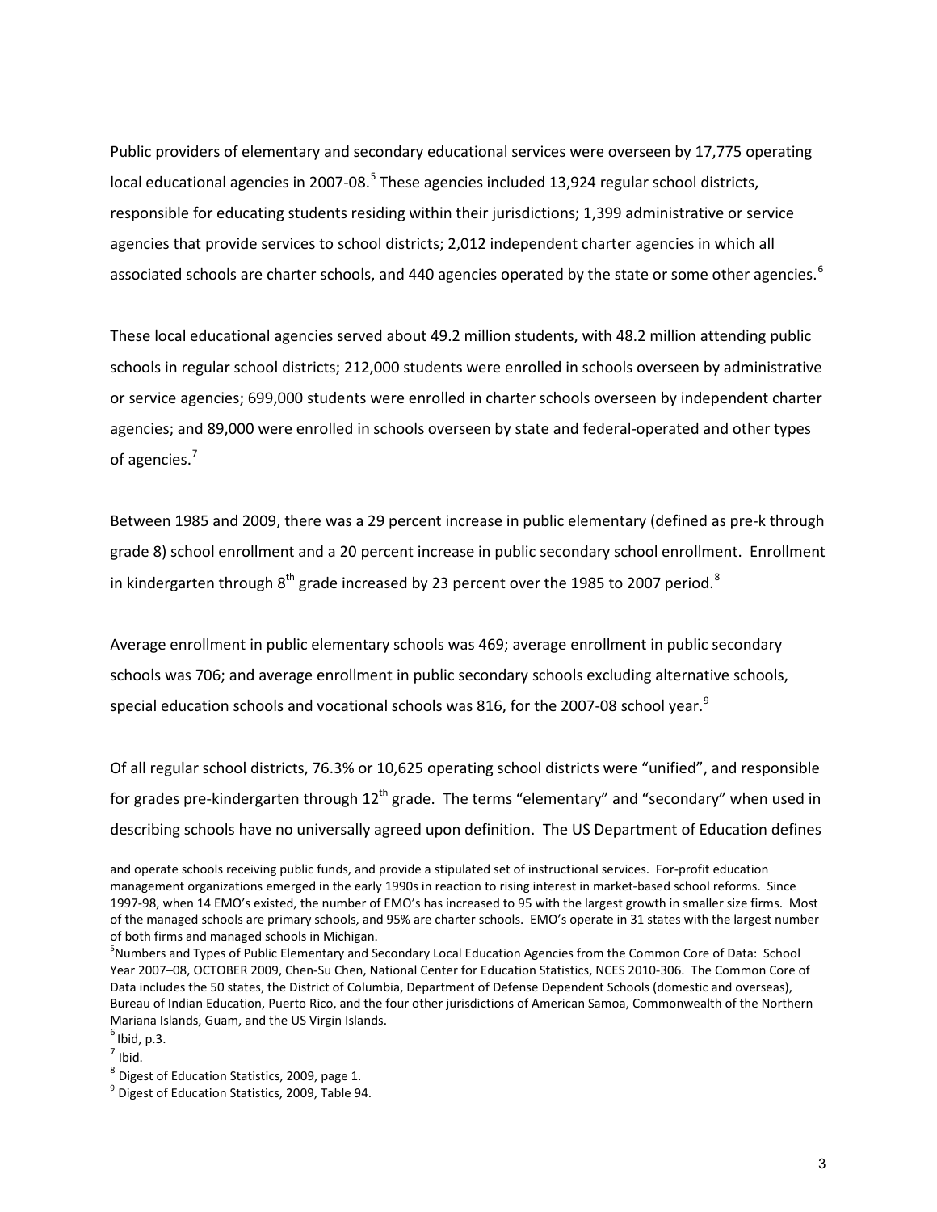Public providers of elementary and secondary educational services were overseen by 17,775 operating local educational agencies in 2007-08.[5] These agencies included 13,924 regular school districts, responsible for educating students residing within their jurisdictions; 1,399 administrative or service agencies that provide services to school districts; 2,012 independent charter agencies in which all associated schools are charter schools, and 440 agencies operated by the state or some other agencies.[6]

These local educational agencies served about 49.2 million students, with 48.2 million attending public schools in regular school districts; 212,000 students were enrolled in schools overseen by administrative or service agencies; 699,000 students were enrolled in charter schools overseen by independent charter agencies; and 89,000 were enrolled in schools overseen by state and federal-operated and other types of agencies.[7]

Between 1985 and 2009, there was a 29 percent increase in public elementary (defined as pre-k through grade 8) school enrollment and a 20 percent increase in public secondary school enrollment. Enrollment in kindergarten through 8th grade increased by 23 percent over the 1985 to 2007 period.[8]

Average enrollment in public elementary schools was 469; average enrollment in public secondary schools was 706; and average enrollment in public secondary schools excluding alternative schools, special education schools and vocational schools was 816, for the 2007-08 school year.[9]

Of all regular school districts, 76.3% or 10,625 operating school districts were "unified", and responsible for grades pre-kindergarten through 12th grade. The terms "elementary" and "secondary" when used in describing schools have no universally agreed upon definition. The US Department of Education defines

and operate schools receiving public funds, and provide a stipulated set of instructional services. For-profit education management organizations emerged in the early 1990s in reaction to rising interest in market-based school reforms. Since 1997-98, when 14 EMO's existed, the number of EMO's has increased to 95 with the largest growth in smaller size firms. Most of the managed schools are primary schools, and 95% are charter schools. EMO's operate in 31 states with the largest number of both firms and managed schools in Michigan.

[5] Numbers and Types of Public Elementary and Secondary Local Education Agencies from the Common Core of Data: School Year 2007–08, OCTOBER 2009, Chen-Su Chen, National Center for Education Statistics, NCES 2010-306. The Common Core of Data includes the 50 states, the District of Columbia, Department of Defense Dependent Schools (domestic and overseas), Bureau of Indian Education, Puerto Rico, and the four other jurisdictions of American Samoa, Commonwealth of the Northern Mariana Islands, Guam, and the US Virgin Islands.

[6] Ibid, p.3.

[7] Ibid.

[8] Digest of Education Statistics, 2009, page 1.

[9] Digest of Education Statistics, 2009, Table 94.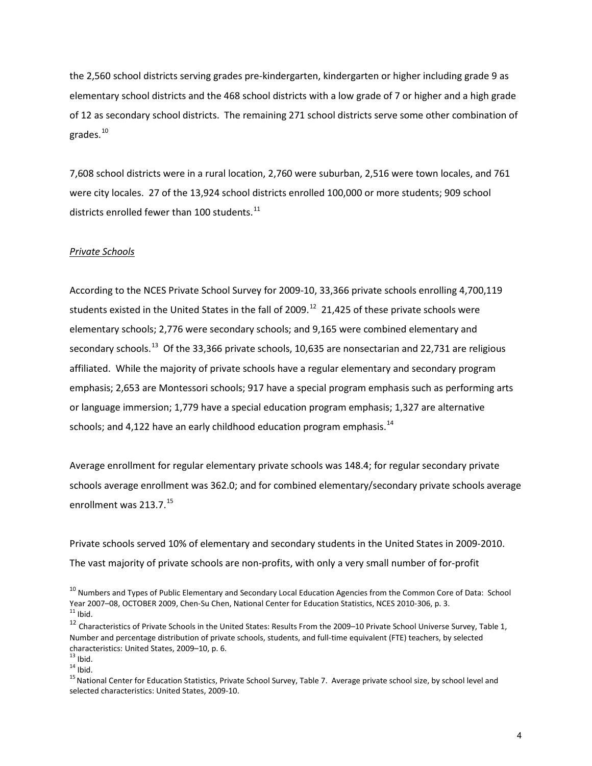the 2,560 school districts serving grades pre-kindergarten, kindergarten or higher including grade 9 as elementary school districts and the 468 school districts with a low grade of 7 or higher and a high grade of 12 as secondary school districts. The remaining 271 school districts serve some other combination of grades.[10]

7,608 school districts were in a rural location, 2,760 were suburban, 2,516 were town locales, and 761 were city locales. 27 of the 13,924 school districts enrolled 100,000 or more students; 909 school districts enrolled fewer than 100 students.[11]

*Private Schools*

According to the NCES Private School Survey for 2009-10, 33,366 private schools enrolling 4,700,119 students existed in the United States in the fall of 2009.[12] 21,425 of these private schools were elementary schools; 2,776 were secondary schools; and 9,165 were combined elementary and secondary schools.[13] Of the 33,366 private schools, 10,635 are nonsectarian and 22,731 are religious affiliated. While the majority of private schools have a regular elementary and secondary program emphasis; 2,653 are Montessori schools; 917 have a special program emphasis such as performing arts or language immersion; 1,779 have a special education program emphasis; 1,327 are alternative schools; and 4,122 have an early childhood education program emphasis.[14]

Average enrollment for regular elementary private schools was 148.4; for regular secondary private schools average enrollment was 362.0; and for combined elementary/secondary private schools average enrollment was 213.7.[15]

Private schools served 10% of elementary and secondary students in the United States in 2009-2010. The vast majority of private schools are non-profits, with only a very small number of for-profit

[10] Numbers and Types of Public Elementary and Secondary Local Education Agencies from the Common Core of Data: School Year 2007–08, OCTOBER 2009, Chen-Su Chen, National Center for Education Statistics, NCES 2010-306, p. 3.
[11] Ibid.
[12] Characteristics of Private Schools in the United States: Results From the 2009–10 Private School Universe Survey, Table 1, Number and percentage distribution of private schools, students, and full-time equivalent (FTE) teachers, by selected characteristics: United States, 2009–10, p. 6.
[13] Ibid.
[14] Ibid.
[15] National Center for Education Statistics, Private School Survey, Table 7. Average private school size, by school level and selected characteristics: United States, 2009-10.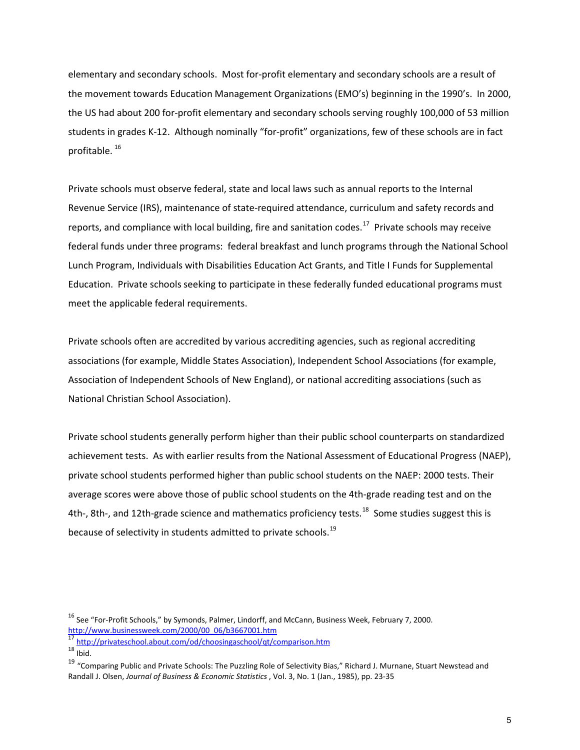elementary and secondary schools. Most for-profit elementary and secondary schools are a result of the movement towards Education Management Organizations (EMO's) beginning in the 1990's. In 2000, the US had about 200 for-profit elementary and secondary schools serving roughly 100,000 of 53 million students in grades K-12. Although nominally "for-profit" organizations, few of these schools are in fact profitable. [16]

Private schools must observe federal, state and local laws such as annual reports to the Internal Revenue Service (IRS), maintenance of state-required attendance, curriculum and safety records and reports, and compliance with local building, fire and sanitation codes.[17] Private schools may receive federal funds under three programs: federal breakfast and lunch programs through the National School Lunch Program, Individuals with Disabilities Education Act Grants, and Title I Funds for Supplemental Education. Private schools seeking to participate in these federally funded educational programs must meet the applicable federal requirements.

Private schools often are accredited by various accrediting agencies, such as regional accrediting associations (for example, Middle States Association), Independent School Associations (for example, Association of Independent Schools of New England), or national accrediting associations (such as National Christian School Association).

Private school students generally perform higher than their public school counterparts on standardized achievement tests. As with earlier results from the National Assessment of Educational Progress (NAEP), private school students performed higher than public school students on the NAEP: 2000 tests. Their average scores were above those of public school students on the 4th-grade reading test and on the 4th-, 8th-, and 12th-grade science and mathematics proficiency tests.[18] Some studies suggest this is because of selectivity in students admitted to private schools.[19]

---

[16] See "For-Profit Schools," by Symonds, Palmer, Lindorff, and McCann, Business Week, February 7, 2000. http://www.businessweek.com/2000/00_06/b3667001.htm

[17] http://privateschool.about.com/od/choosingaschool/qt/comparison.htm

[18] Ibid.

[19] "Comparing Public and Private Schools: The Puzzling Role of Selectivity Bias," Richard J. Murnane, Stuart Newstead and Randall J. Olsen, *Journal of Business & Economic Statistics* , Vol. 3, No. 1 (Jan., 1985), pp. 23-35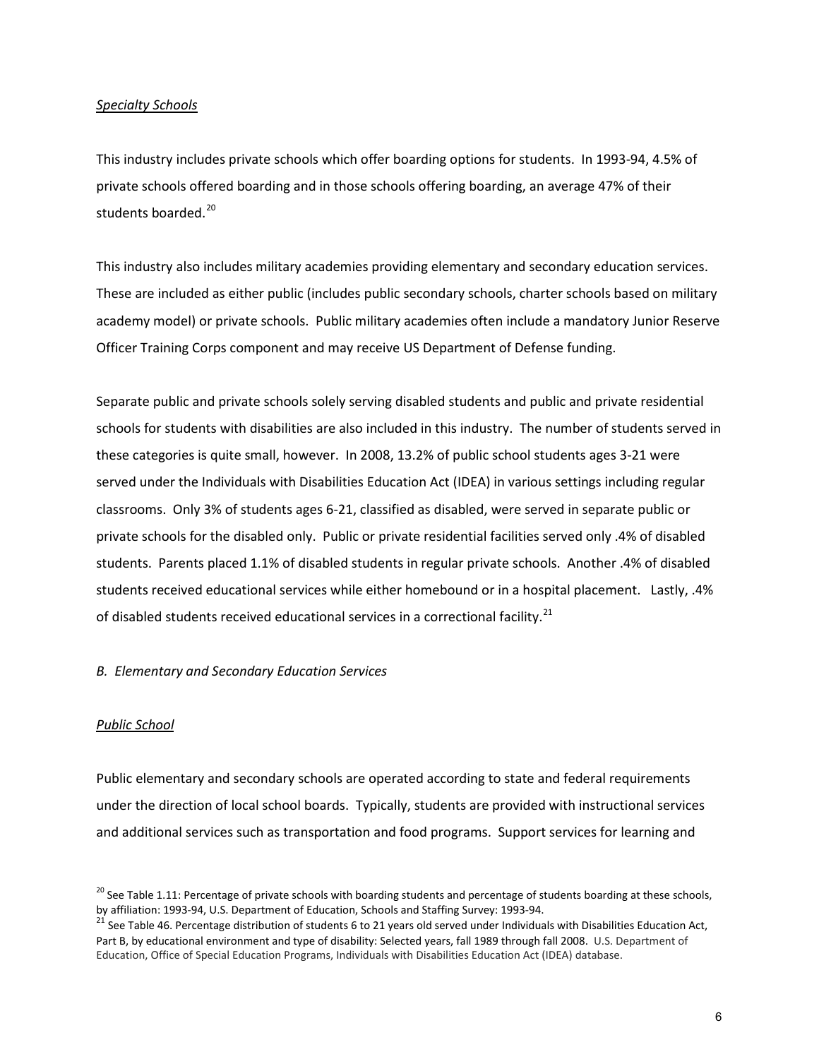*Specialty Schools*

This industry includes private schools which offer boarding options for students. In 1993-94, 4.5% of private schools offered boarding and in those schools offering boarding, an average 47% of their students boarded.[20]

This industry also includes military academies providing elementary and secondary education services. These are included as either public (includes public secondary schools, charter schools based on military academy model) or private schools. Public military academies often include a mandatory Junior Reserve Officer Training Corps component and may receive US Department of Defense funding.

Separate public and private schools solely serving disabled students and public and private residential schools for students with disabilities are also included in this industry. The number of students served in these categories is quite small, however. In 2008, 13.2% of public school students ages 3-21 were served under the Individuals with Disabilities Education Act (IDEA) in various settings including regular classrooms. Only 3% of students ages 6-21, classified as disabled, were served in separate public or private schools for the disabled only. Public or private residential facilities served only .4% of disabled students. Parents placed 1.1% of disabled students in regular private schools. Another .4% of disabled students received educational services while either homebound or in a hospital placement. Lastly, .4% of disabled students received educational services in a correctional facility.[21]

*B. Elementary and Secondary Education Services*

*Public School*

Public elementary and secondary schools are operated according to state and federal requirements under the direction of local school boards. Typically, students are provided with instructional services and additional services such as transportation and food programs. Support services for learning and

[20] See Table 1.11: Percentage of private schools with boarding students and percentage of students boarding at these schools, by affiliation: 1993-94, U.S. Department of Education, Schools and Staffing Survey: 1993-94.

[21] See Table 46. Percentage distribution of students 6 to 21 years old served under Individuals with Disabilities Education Act, Part B, by educational environment and type of disability: Selected years, fall 1989 through fall 2008. U.S. Department of Education, Office of Special Education Programs, Individuals with Disabilities Education Act (IDEA) database.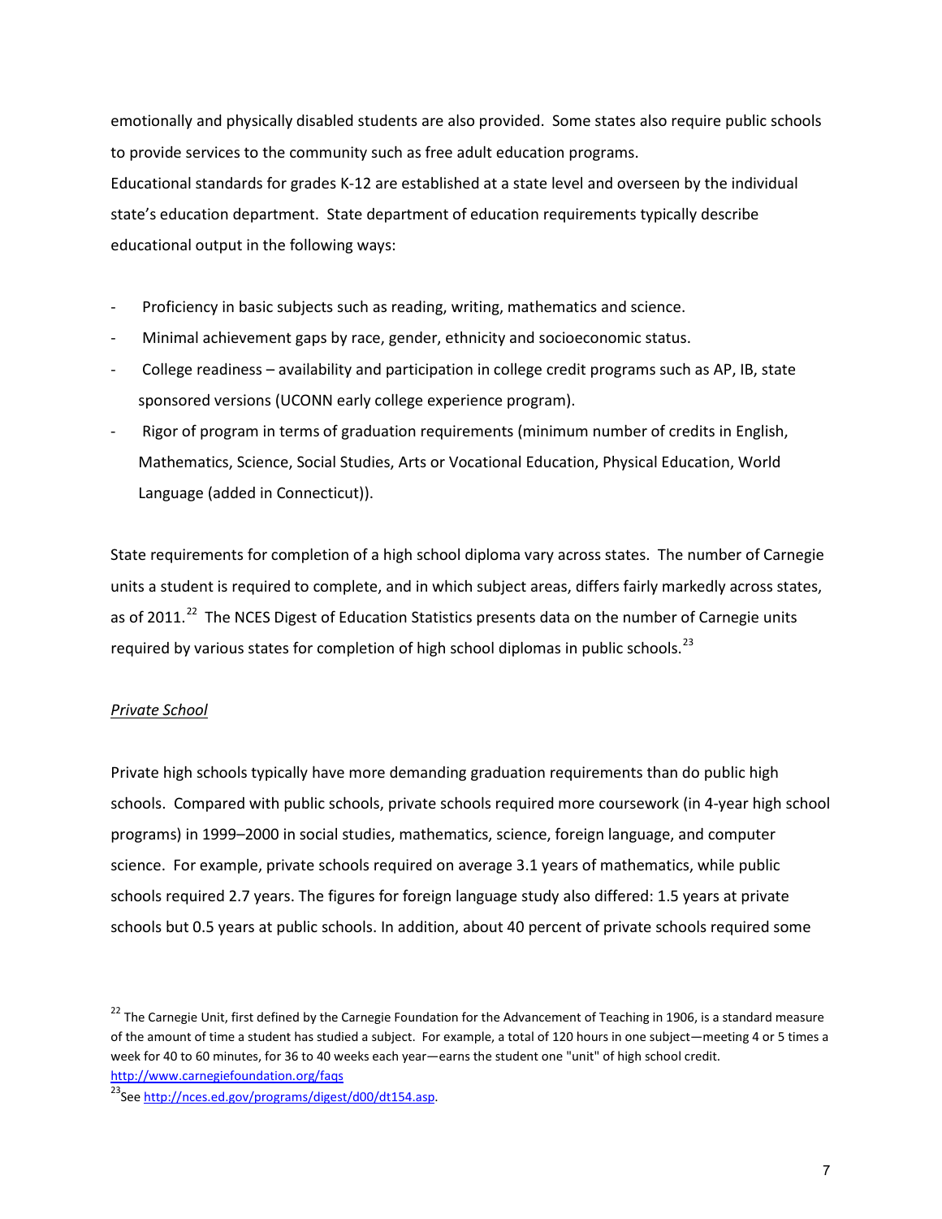emotionally and physically disabled students are also provided. Some states also require public schools to provide services to the community such as free adult education programs.
Educational standards for grades K-12 are established at a state level and overseen by the individual state's education department. State department of education requirements typically describe educational output in the following ways:

- Proficiency in basic subjects such as reading, writing, mathematics and science.
- Minimal achievement gaps by race, gender, ethnicity and socioeconomic status.
- College readiness – availability and participation in college credit programs such as AP, IB, state sponsored versions (UCONN early college experience program).
- Rigor of program in terms of graduation requirements (minimum number of credits in English, Mathematics, Science, Social Studies, Arts or Vocational Education, Physical Education, World Language (added in Connecticut)).

State requirements for completion of a high school diploma vary across states. The number of Carnegie units a student is required to complete, and in which subject areas, differs fairly markedly across states, as of 2011.[22] The NCES Digest of Education Statistics presents data on the number of Carnegie units required by various states for completion of high school diplomas in public schools.[23]

*Private School*

Private high schools typically have more demanding graduation requirements than do public high schools. Compared with public schools, private schools required more coursework (in 4-year high school programs) in 1999–2000 in social studies, mathematics, science, foreign language, and computer science. For example, private schools required on average 3.1 years of mathematics, while public schools required 2.7 years. The figures for foreign language study also differed: 1.5 years at private schools but 0.5 years at public schools. In addition, about 40 percent of private schools required some

[22] The Carnegie Unit, first defined by the Carnegie Foundation for the Advancement of Teaching in 1906, is a standard measure of the amount of time a student has studied a subject. For example, a total of 120 hours in one subject—meeting 4 or 5 times a week for 40 to 60 minutes, for 36 to 40 weeks each year—earns the student one "unit" of high school credit. http://www.carnegiefoundation.org/faqs

[23] See http://nces.ed.gov/programs/digest/d00/dt154.asp.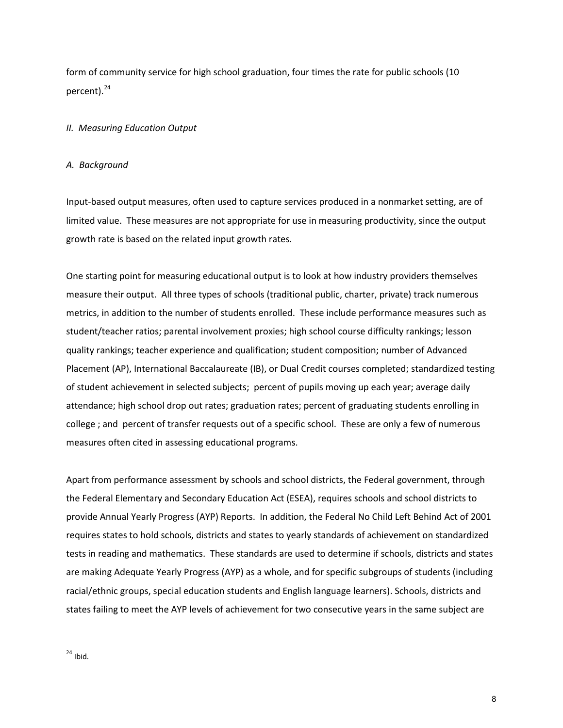form of community service for high school graduation, four times the rate for public schools (10 percent).[24]

## *II. Measuring Education Output*

### *A. Background*

Input-based output measures, often used to capture services produced in a nonmarket setting, are of limited value. These measures are not appropriate for use in measuring productivity, since the output growth rate is based on the related input growth rates.

One starting point for measuring educational output is to look at how industry providers themselves measure their output. All three types of schools (traditional public, charter, private) track numerous metrics, in addition to the number of students enrolled. These include performance measures such as student/teacher ratios; parental involvement proxies; high school course difficulty rankings; lesson quality rankings; teacher experience and qualification; student composition; number of Advanced Placement (AP), International Baccalaureate (IB), or Dual Credit courses completed; standardized testing of student achievement in selected subjects; percent of pupils moving up each year; average daily attendance; high school drop out rates; graduation rates; percent of graduating students enrolling in college ; and percent of transfer requests out of a specific school. These are only a few of numerous measures often cited in assessing educational programs.

Apart from performance assessment by schools and school districts, the Federal government, through the Federal Elementary and Secondary Education Act (ESEA), requires schools and school districts to provide Annual Yearly Progress (AYP) Reports. In addition, the Federal No Child Left Behind Act of 2001 requires states to hold schools, districts and states to yearly standards of achievement on standardized tests in reading and mathematics. These standards are used to determine if schools, districts and states are making Adequate Yearly Progress (AYP) as a whole, and for specific subgroups of students (including racial/ethnic groups, special education students and English language learners). Schools, districts and states failing to meet the AYP levels of achievement for two consecutive years in the same subject are

[24] Ibid.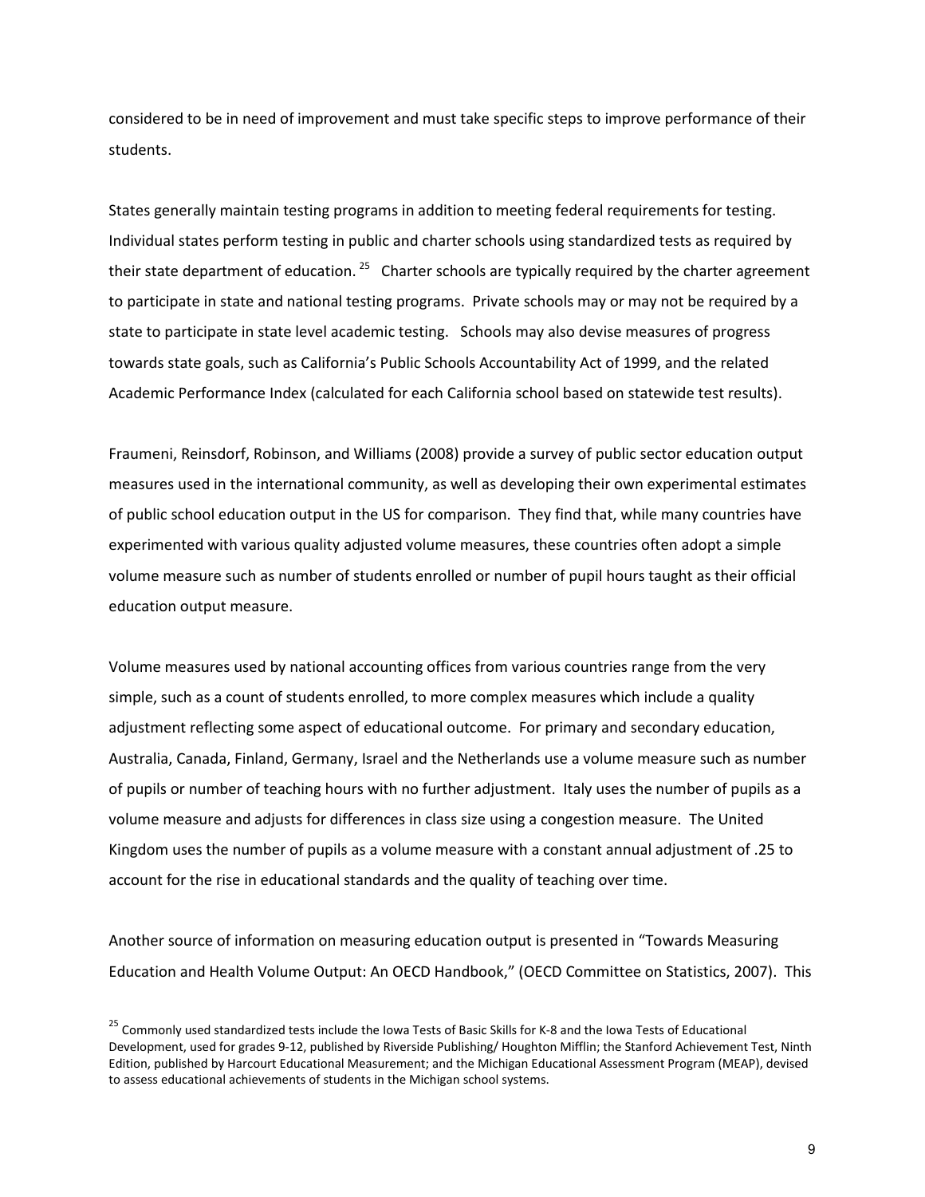considered to be in need of improvement and must take specific steps to improve performance of their students.

States generally maintain testing programs in addition to meeting federal requirements for testing. Individual states perform testing in public and charter schools using standardized tests as required by their state department of education. [25] Charter schools are typically required by the charter agreement to participate in state and national testing programs. Private schools may or may not be required by a state to participate in state level academic testing. Schools may also devise measures of progress towards state goals, such as California's Public Schools Accountability Act of 1999, and the related Academic Performance Index (calculated for each California school based on statewide test results).

Fraumeni, Reinsdorf, Robinson, and Williams (2008) provide a survey of public sector education output measures used in the international community, as well as developing their own experimental estimates of public school education output in the US for comparison. They find that, while many countries have experimented with various quality adjusted volume measures, these countries often adopt a simple volume measure such as number of students enrolled or number of pupil hours taught as their official education output measure.

Volume measures used by national accounting offices from various countries range from the very simple, such as a count of students enrolled, to more complex measures which include a quality adjustment reflecting some aspect of educational outcome. For primary and secondary education, Australia, Canada, Finland, Germany, Israel and the Netherlands use a volume measure such as number of pupils or number of teaching hours with no further adjustment. Italy uses the number of pupils as a volume measure and adjusts for differences in class size using a congestion measure. The United Kingdom uses the number of pupils as a volume measure with a constant annual adjustment of .25 to account for the rise in educational standards and the quality of teaching over time.

Another source of information on measuring education output is presented in "Towards Measuring Education and Health Volume Output: An OECD Handbook," (OECD Committee on Statistics, 2007). This

[25] Commonly used standardized tests include the Iowa Tests of Basic Skills for K-8 and the Iowa Tests of Educational Development, used for grades 9-12, published by Riverside Publishing/ Houghton Mifflin; the Stanford Achievement Test, Ninth Edition, published by Harcourt Educational Measurement; and the Michigan Educational Assessment Program (MEAP), devised to assess educational achievements of students in the Michigan school systems.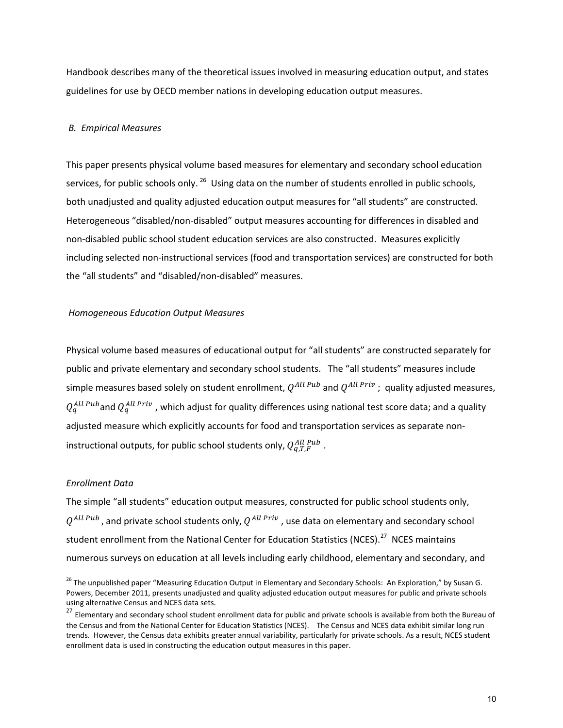Handbook describes many of the theoretical issues involved in measuring education output, and states guidelines for use by OECD member nations in developing education output measures.

### *B. Empirical Measures*

This paper presents physical volume based measures for elementary and secondary school education services, for public schools only.[26] Using data on the number of students enrolled in public schools, both unadjusted and quality adjusted education output measures for "all students" are constructed. Heterogeneous "disabled/non-disabled" output measures accounting for differences in disabled and non-disabled public school student education services are also constructed. Measures explicitly including selected non-instructional services (food and transportation services) are constructed for both the "all students" and "disabled/non-disabled" measures.

#### *Homogeneous Education Output Measures*

Physical volume based measures of educational output for "all students" are constructed separately for public and private elementary and secondary school students. The "all students" measures include simple measures based solely on student enrollment, $Q^{All\ Pub}$ and $Q^{All\ Priv}$; quality adjusted measures, $Q_q^{All\ Pub}$ and $Q_q^{All\ Priv}$, which adjust for quality differences using national test score data; and a quality adjusted measure which explicitly accounts for food and transportation services as separate non-instructional outputs, for public school students only, $Q_{q,T,F}^{All\ Pub}$.

#### Enrollment Data

The simple "all students" education output measures, constructed for public school students only, $Q^{All\ Pub}$, and private school students only, $Q^{All\ Priv}$, use data on elementary and secondary school student enrollment from the National Center for Education Statistics (NCES).[27] NCES maintains numerous surveys on education at all levels including early childhood, elementary and secondary, and

[26] The unpublished paper "Measuring Education Output in Elementary and Secondary Schools: An Exploration," by Susan G. Powers, December 2011, presents unadjusted and quality adjusted education output measures for public and private schools using alternative Census and NCES data sets.

[27] Elementary and secondary school student enrollment data for public and private schools is available from both the Bureau of the Census and from the National Center for Education Statistics (NCES). The Census and NCES data exhibit similar long run trends. However, the Census data exhibits greater annual variability, particularly for private schools. As a result, NCES student enrollment data is used in constructing the education output measures in this paper.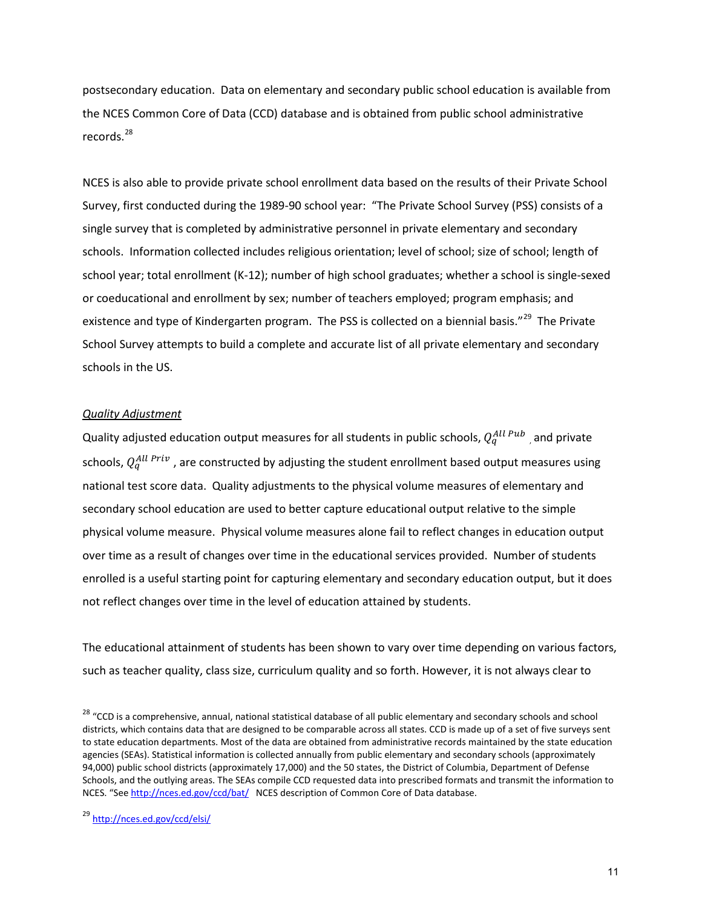postsecondary education. Data on elementary and secondary public school education is available from the NCES Common Core of Data (CCD) database and is obtained from public school administrative records.[28]

NCES is also able to provide private school enrollment data based on the results of their Private School Survey, first conducted during the 1989-90 school year: "The Private School Survey (PSS) consists of a single survey that is completed by administrative personnel in private elementary and secondary schools. Information collected includes religious orientation; level of school; size of school; length of school year; total enrollment (K-12); number of high school graduates; whether a school is single-sexed or coeducational and enrollment by sex; number of teachers employed; program emphasis; and existence and type of Kindergarten program. The PSS is collected on a biennial basis."[29] The Private School Survey attempts to build a complete and accurate list of all private elementary and secondary schools in the US.

*Quality Adjustment*

Quality adjusted education output measures for all students in public schools, $Q_q^{All\ Pub}$ , and private schools, $Q_q^{All\ Priv}$ , are constructed by adjusting the student enrollment based output measures using national test score data. Quality adjustments to the physical volume measures of elementary and secondary school education are used to better capture educational output relative to the simple physical volume measure. Physical volume measures alone fail to reflect changes in education output over time as a result of changes over time in the educational services provided. Number of students enrolled is a useful starting point for capturing elementary and secondary education output, but it does not reflect changes over time in the level of education attained by students.

The educational attainment of students has been shown to vary over time depending on various factors, such as teacher quality, class size, curriculum quality and so forth. However, it is not always clear to

[28] "CCD is a comprehensive, annual, national statistical database of all public elementary and secondary schools and school districts, which contains data that are designed to be comparable across all states. CCD is made up of a set of five surveys sent to state education departments. Most of the data are obtained from administrative records maintained by the state education agencies (SEAs). Statistical information is collected annually from public elementary and secondary schools (approximately 94,000) public school districts (approximately 17,000) and the 50 states, the District of Columbia, Department of Defense Schools, and the outlying areas. The SEAs compile CCD requested data into prescribed formats and transmit the information to NCES. "See http://nces.ed.gov/ccd/bat/ NCES description of Common Core of Data database.

[29] http://nces.ed.gov/ccd/elsi/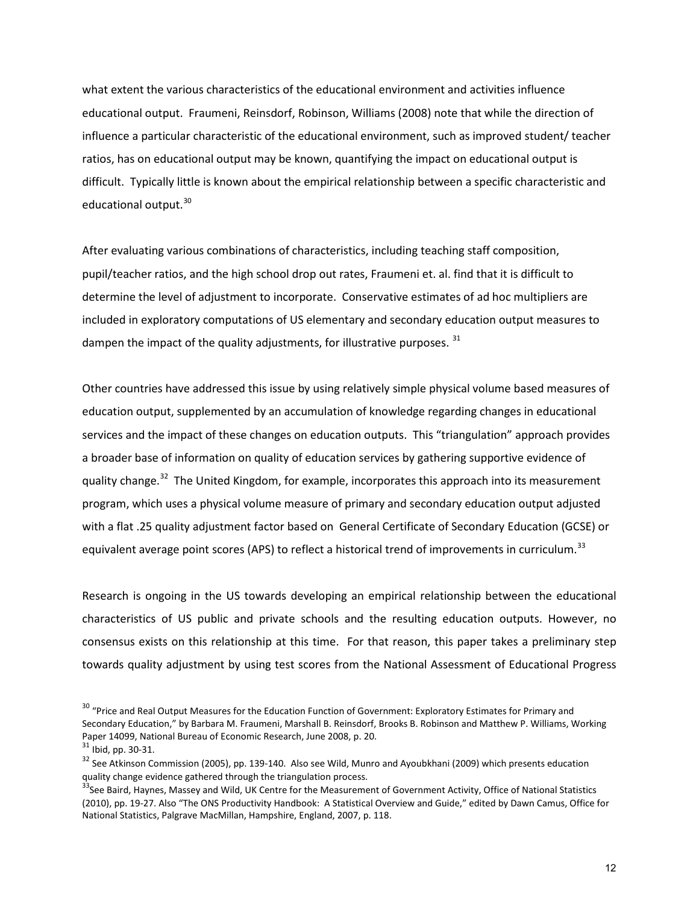what extent the various characteristics of the educational environment and activities influence educational output. Fraumeni, Reinsdorf, Robinson, Williams (2008) note that while the direction of influence a particular characteristic of the educational environment, such as improved student/ teacher ratios, has on educational output may be known, quantifying the impact on educational output is difficult. Typically little is known about the empirical relationship between a specific characteristic and educational output.[30]

After evaluating various combinations of characteristics, including teaching staff composition, pupil/teacher ratios, and the high school drop out rates, Fraumeni et. al. find that it is difficult to determine the level of adjustment to incorporate. Conservative estimates of ad hoc multipliers are included in exploratory computations of US elementary and secondary education output measures to dampen the impact of the quality adjustments, for illustrative purposes. [31]

Other countries have addressed this issue by using relatively simple physical volume based measures of education output, supplemented by an accumulation of knowledge regarding changes in educational services and the impact of these changes on education outputs. This "triangulation" approach provides a broader base of information on quality of education services by gathering supportive evidence of quality change.[32] The United Kingdom, for example, incorporates this approach into its measurement program, which uses a physical volume measure of primary and secondary education output adjusted with a flat .25 quality adjustment factor based on General Certificate of Secondary Education (GCSE) or equivalent average point scores (APS) to reflect a historical trend of improvements in curriculum.[33]

Research is ongoing in the US towards developing an empirical relationship between the educational characteristics of US public and private schools and the resulting education outputs. However, no consensus exists on this relationship at this time. For that reason, this paper takes a preliminary step towards quality adjustment by using test scores from the National Assessment of Educational Progress

[30] "Price and Real Output Measures for the Education Function of Government: Exploratory Estimates for Primary and Secondary Education," by Barbara M. Fraumeni, Marshall B. Reinsdorf, Brooks B. Robinson and Matthew P. Williams, Working Paper 14099, National Bureau of Economic Research, June 2008, p. 20.

[31] Ibid, pp. 30-31.

[32] See Atkinson Commission (2005), pp. 139-140. Also see Wild, Munro and Ayoubkhani (2009) which presents education quality change evidence gathered through the triangulation process.

[33] See Baird, Haynes, Massey and Wild, UK Centre for the Measurement of Government Activity, Office of National Statistics (2010), pp. 19-27. Also "The ONS Productivity Handbook: A Statistical Overview and Guide," edited by Dawn Camus, Office for National Statistics, Palgrave MacMillan, Hampshire, England, 2007, p. 118.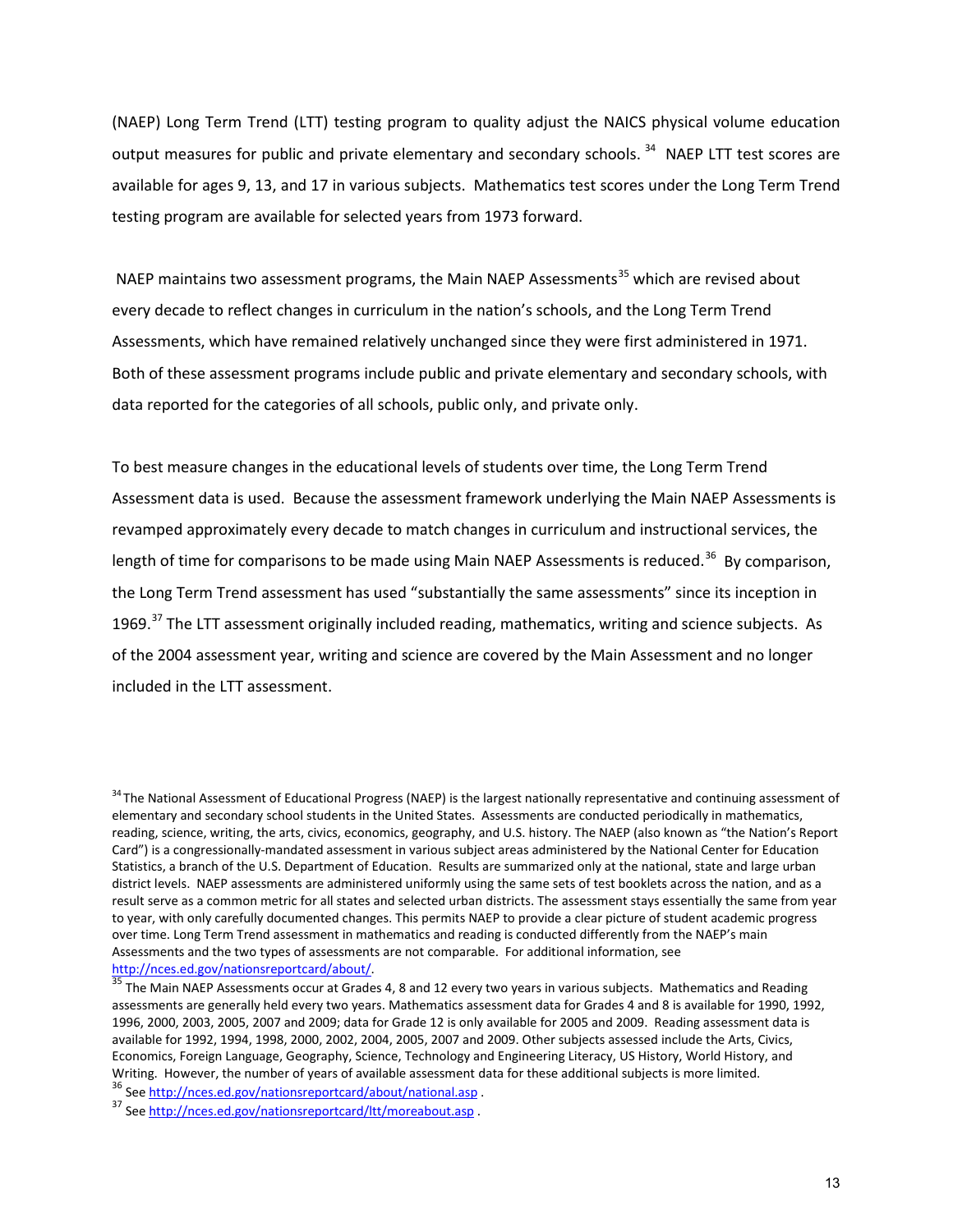(NAEP) Long Term Trend (LTT) testing program to quality adjust the NAICS physical volume education output measures for public and private elementary and secondary schools. [34] NAEP LTT test scores are available for ages 9, 13, and 17 in various subjects. Mathematics test scores under the Long Term Trend testing program are available for selected years from 1973 forward.

NAEP maintains two assessment programs, the Main NAEP Assessments[35] which are revised about every decade to reflect changes in curriculum in the nation's schools, and the Long Term Trend Assessments, which have remained relatively unchanged since they were first administered in 1971. Both of these assessment programs include public and private elementary and secondary schools, with data reported for the categories of all schools, public only, and private only.

To best measure changes in the educational levels of students over time, the Long Term Trend Assessment data is used. Because the assessment framework underlying the Main NAEP Assessments is revamped approximately every decade to match changes in curriculum and instructional services, the length of time for comparisons to be made using Main NAEP Assessments is reduced.[36] By comparison, the Long Term Trend assessment has used "substantially the same assessments" since its inception in 1969.[37] The LTT assessment originally included reading, mathematics, writing and science subjects. As of the 2004 assessment year, writing and science are covered by the Main Assessment and no longer included in the LTT assessment.

[34] The National Assessment of Educational Progress (NAEP) is the largest nationally representative and continuing assessment of elementary and secondary school students in the United States. Assessments are conducted periodically in mathematics, reading, science, writing, the arts, civics, economics, geography, and U.S. history. The NAEP (also known as "the Nation's Report Card") is a congressionally-mandated assessment in various subject areas administered by the National Center for Education Statistics, a branch of the U.S. Department of Education. Results are summarized only at the national, state and large urban district levels. NAEP assessments are administered uniformly using the same sets of test booklets across the nation, and as a result serve as a common metric for all states and selected urban districts. The assessment stays essentially the same from year to year, with only carefully documented changes. This permits NAEP to provide a clear picture of student academic progress over time. Long Term Trend assessment in mathematics and reading is conducted differently from the NAEP's main Assessments and the two types of assessments are not comparable. For additional information, see http://nces.ed.gov/nationsreportcard/about/.

[35] The Main NAEP Assessments occur at Grades 4, 8 and 12 every two years in various subjects. Mathematics and Reading assessments are generally held every two years. Mathematics assessment data for Grades 4 and 8 is available for 1990, 1992, 1996, 2000, 2003, 2005, 2007 and 2009; data for Grade 12 is only available for 2005 and 2009. Reading assessment data is available for 1992, 1994, 1998, 2000, 2002, 2004, 2005, 2007 and 2009. Other subjects assessed include the Arts, Civics, Economics, Foreign Language, Geography, Science, Technology and Engineering Literacy, US History, World History, and Writing. However, the number of years of available assessment data for these additional subjects is more limited.

[36] See http://nces.ed.gov/nationsreportcard/about/national.asp .

[37] See http://nces.ed.gov/nationsreportcard/ltt/moreabout.asp .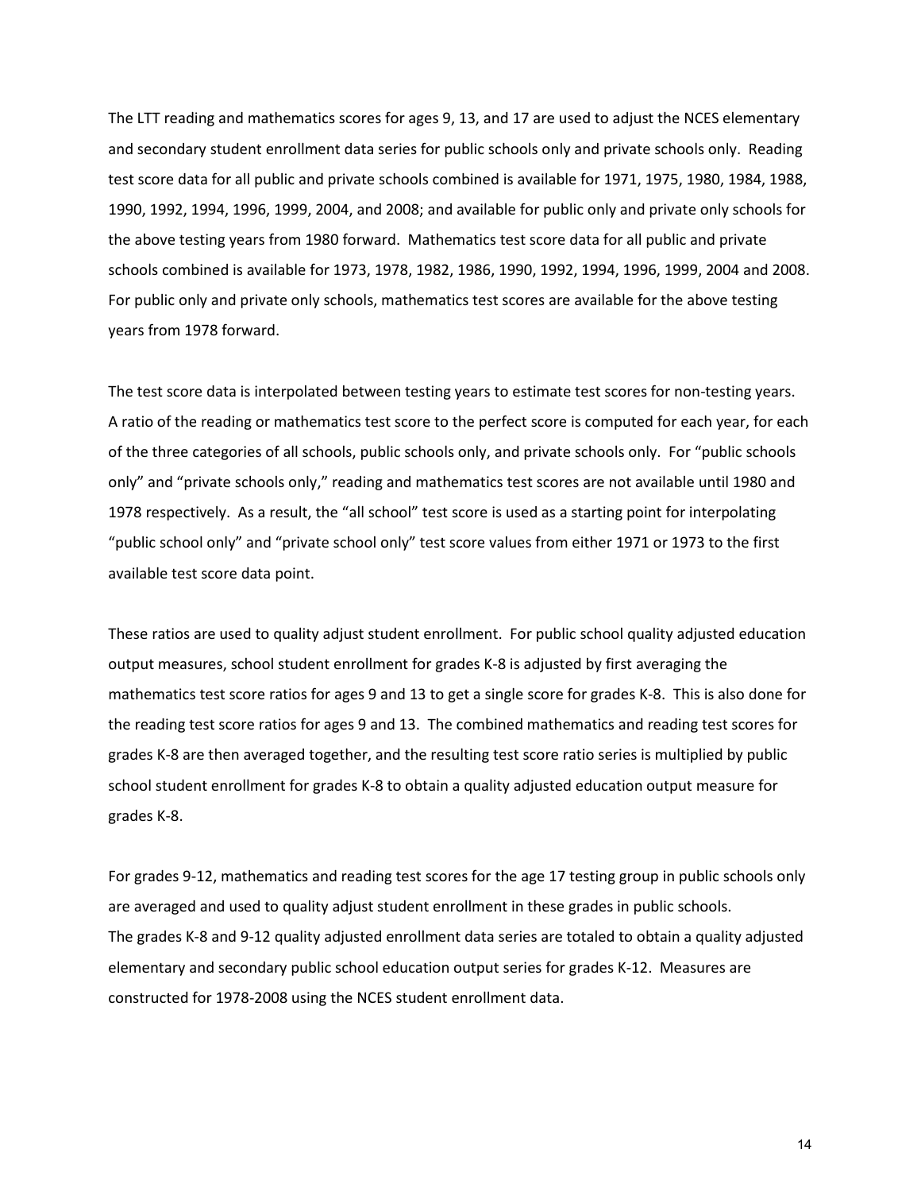The LTT reading and mathematics scores for ages 9, 13, and 17 are used to adjust the NCES elementary and secondary student enrollment data series for public schools only and private schools only. Reading test score data for all public and private schools combined is available for 1971, 1975, 1980, 1984, 1988, 1990, 1992, 1994, 1996, 1999, 2004, and 2008; and available for public only and private only schools for the above testing years from 1980 forward. Mathematics test score data for all public and private schools combined is available for 1973, 1978, 1982, 1986, 1990, 1992, 1994, 1996, 1999, 2004 and 2008. For public only and private only schools, mathematics test scores are available for the above testing years from 1978 forward.

The test score data is interpolated between testing years to estimate test scores for non-testing years. A ratio of the reading or mathematics test score to the perfect score is computed for each year, for each of the three categories of all schools, public schools only, and private schools only. For "public schools only" and "private schools only," reading and mathematics test scores are not available until 1980 and 1978 respectively. As a result, the "all school" test score is used as a starting point for interpolating "public school only" and "private school only" test score values from either 1971 or 1973 to the first available test score data point.

These ratios are used to quality adjust student enrollment. For public school quality adjusted education output measures, school student enrollment for grades K-8 is adjusted by first averaging the mathematics test score ratios for ages 9 and 13 to get a single score for grades K-8. This is also done for the reading test score ratios for ages 9 and 13. The combined mathematics and reading test scores for grades K-8 are then averaged together, and the resulting test score ratio series is multiplied by public school student enrollment for grades K-8 to obtain a quality adjusted education output measure for grades K-8.

For grades 9-12, mathematics and reading test scores for the age 17 testing group in public schools only are averaged and used to quality adjust student enrollment in these grades in public schools. The grades K-8 and 9-12 quality adjusted enrollment data series are totaled to obtain a quality adjusted elementary and secondary public school education output series for grades K-12. Measures are constructed for 1978-2008 using the NCES student enrollment data.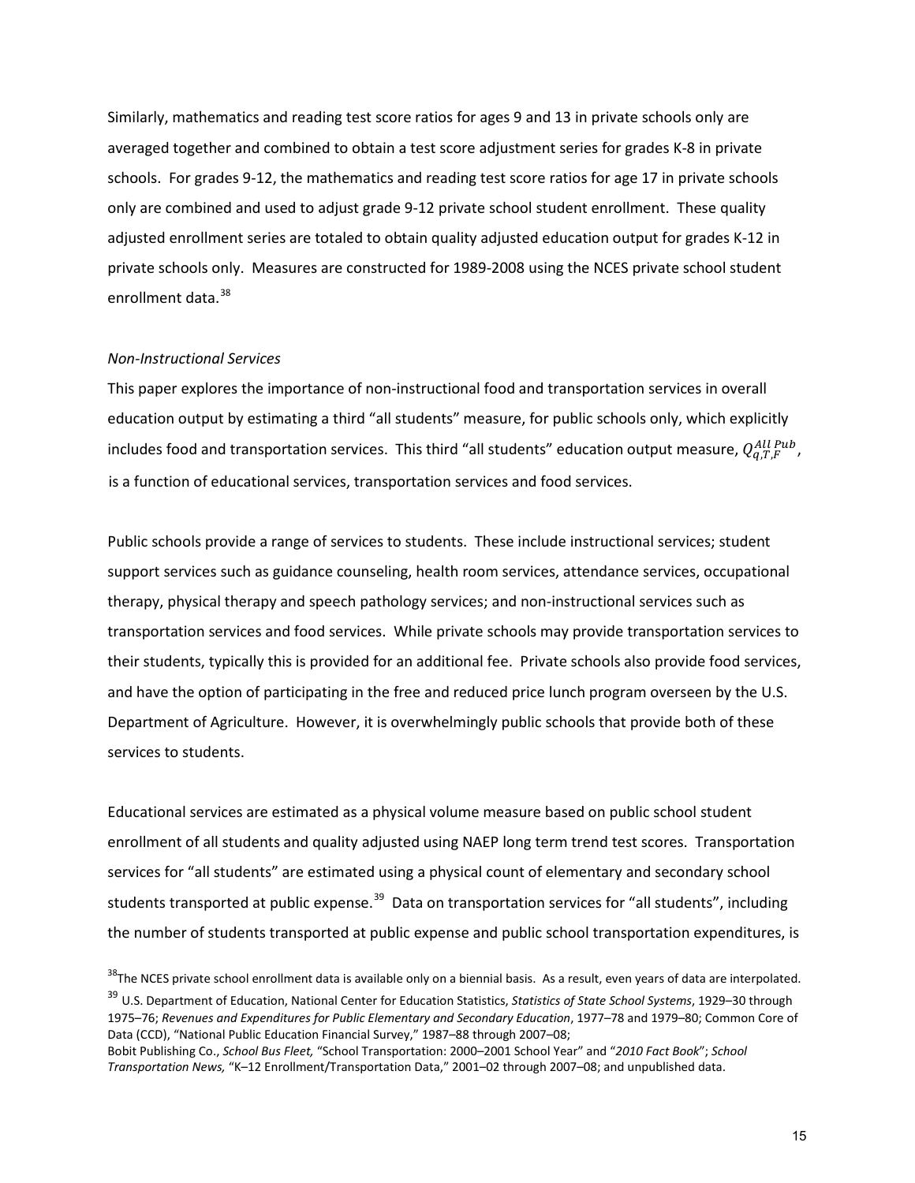Similarly, mathematics and reading test score ratios for ages 9 and 13 in private schools only are averaged together and combined to obtain a test score adjustment series for grades K-8 in private schools. For grades 9-12, the mathematics and reading test score ratios for age 17 in private schools only are combined and used to adjust grade 9-12 private school student enrollment. These quality adjusted enrollment series are totaled to obtain quality adjusted education output for grades K-12 in private schools only. Measures are constructed for 1989-2008 using the NCES private school student enrollment data.[38]

*Non-Instructional Services*

This paper explores the importance of non-instructional food and transportation services in overall education output by estimating a third "all students" measure, for public schools only, which explicitly includes food and transportation services. This third "all students" education output measure, $Q_{q,T,F}^{All\ Pub}$, is a function of educational services, transportation services and food services.

Public schools provide a range of services to students. These include instructional services; student support services such as guidance counseling, health room services, attendance services, occupational therapy, physical therapy and speech pathology services; and non-instructional services such as transportation services and food services. While private schools may provide transportation services to their students, typically this is provided for an additional fee. Private schools also provide food services, and have the option of participating in the free and reduced price lunch program overseen by the U.S. Department of Agriculture. However, it is overwhelmingly public schools that provide both of these services to students.

Educational services are estimated as a physical volume measure based on public school student enrollment of all students and quality adjusted using NAEP long term trend test scores. Transportation services for "all students" are estimated using a physical count of elementary and secondary school students transported at public expense.[39] Data on transportation services for "all students", including the number of students transported at public expense and public school transportation expenditures, is

[38] The NCES private school enrollment data is available only on a biennial basis. As a result, even years of data are interpolated.

[39] U.S. Department of Education, National Center for Education Statistics, *Statistics of State School Systems*, 1929–30 through 1975–76; *Revenues and Expenditures for Public Elementary and Secondary Education*, 1977–78 and 1979–80; Common Core of Data (CCD), "National Public Education Financial Survey," 1987–88 through 2007–08; Bobit Publishing Co., *School Bus Fleet,* "School Transportation: 2000–2001 School Year" and "*2010 Fact Book*"; *School Transportation News,* "K–12 Enrollment/Transportation Data," 2001–02 through 2007–08; and unpublished data.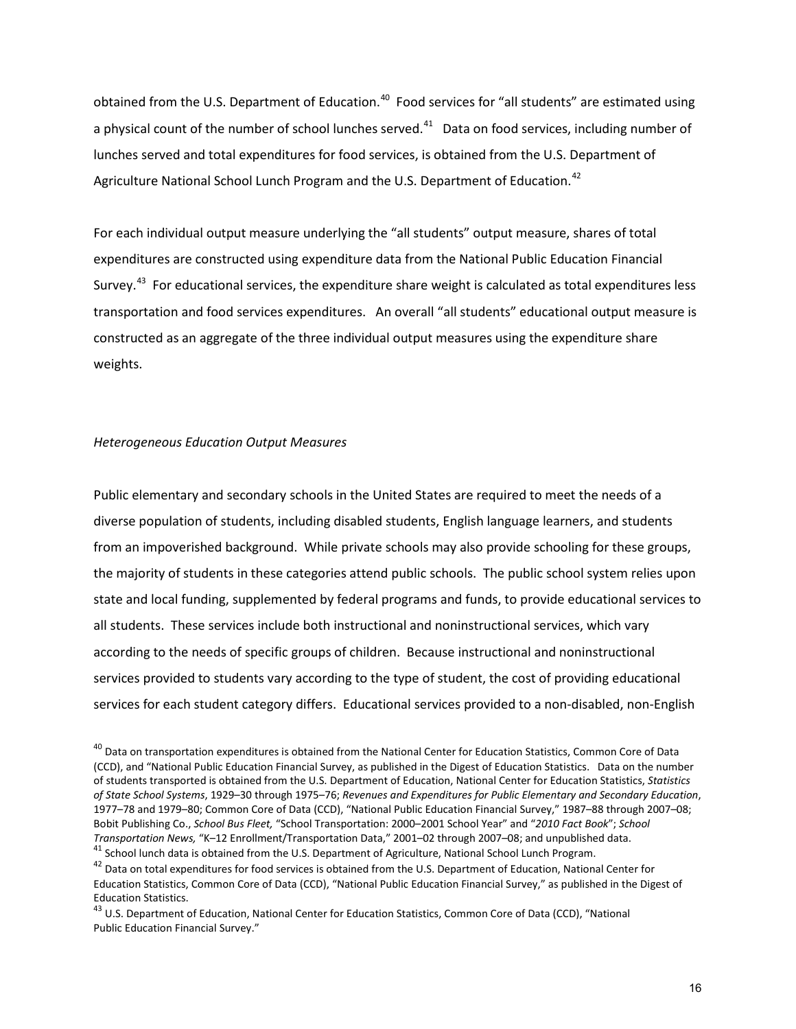obtained from the U.S. Department of Education.[40] Food services for "all students" are estimated using a physical count of the number of school lunches served.[41] Data on food services, including number of lunches served and total expenditures for food services, is obtained from the U.S. Department of Agriculture National School Lunch Program and the U.S. Department of Education.[42]

For each individual output measure underlying the "all students" output measure, shares of total expenditures are constructed using expenditure data from the National Public Education Financial Survey.[43] For educational services, the expenditure share weight is calculated as total expenditures less transportation and food services expenditures. An overall "all students" educational output measure is constructed as an aggregate of the three individual output measures using the expenditure share weights.

*Heterogeneous Education Output Measures*

Public elementary and secondary schools in the United States are required to meet the needs of a diverse population of students, including disabled students, English language learners, and students from an impoverished background. While private schools may also provide schooling for these groups, the majority of students in these categories attend public schools. The public school system relies upon state and local funding, supplemented by federal programs and funds, to provide educational services to all students. These services include both instructional and noninstructional services, which vary according to the needs of specific groups of children. Because instructional and noninstructional services provided to students vary according to the type of student, the cost of providing educational services for each student category differs. Educational services provided to a non-disabled, non-English

[40] Data on transportation expenditures is obtained from the National Center for Education Statistics, Common Core of Data (CCD), and "National Public Education Financial Survey, as published in the Digest of Education Statistics. Data on the number of students transported is obtained from the U.S. Department of Education, National Center for Education Statistics, *Statistics of State School Systems*, 1929–30 through 1975–76; *Revenues and Expenditures for Public Elementary and Secondary Education*, 1977–78 and 1979–80; Common Core of Data (CCD), "National Public Education Financial Survey," 1987–88 through 2007–08; Bobit Publishing Co., *School Bus Fleet,* "School Transportation: 2000–2001 School Year" and "*2010 Fact Book*"; *School Transportation News,* "K–12 Enrollment/Transportation Data," 2001–02 through 2007–08; and unpublished data.

[41] School lunch data is obtained from the U.S. Department of Agriculture, National School Lunch Program.

[42] Data on total expenditures for food services is obtained from the U.S. Department of Education, National Center for Education Statistics, Common Core of Data (CCD), "National Public Education Financial Survey," as published in the Digest of Education Statistics.

[43] U.S. Department of Education, National Center for Education Statistics, Common Core of Data (CCD), "National Public Education Financial Survey."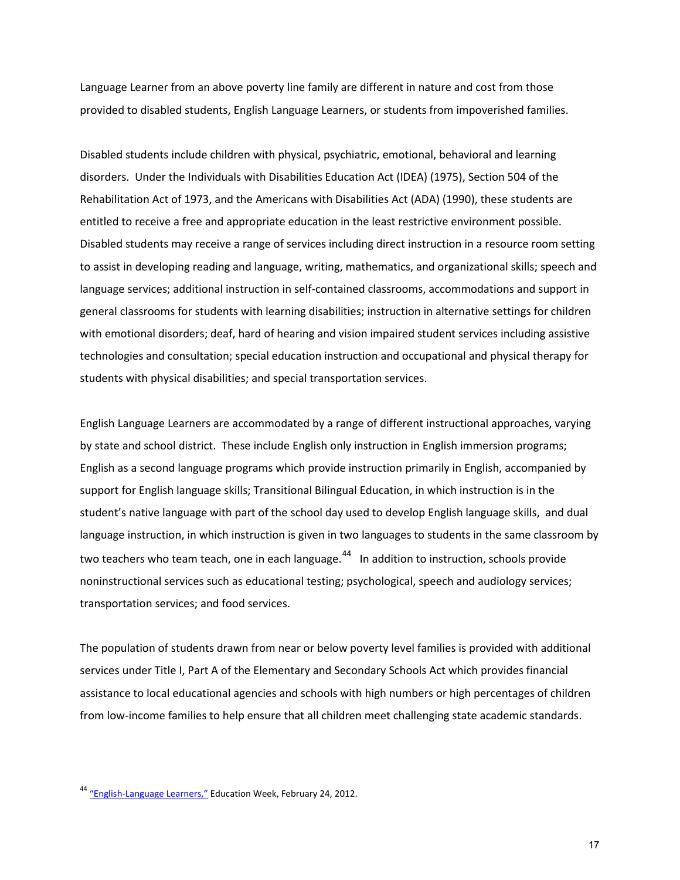Language Learner from an above poverty line family are different in nature and cost from those provided to disabled students, English Language Learners, or students from impoverished families.

Disabled students include children with physical, psychiatric, emotional, behavioral and learning disorders. Under the Individuals with Disabilities Education Act (IDEA) (1975), Section 504 of the Rehabilitation Act of 1973, and the Americans with Disabilities Act (ADA) (1990), these students are entitled to receive a free and appropriate education in the least restrictive environment possible. Disabled students may receive a range of services including direct instruction in a resource room setting to assist in developing reading and language, writing, mathematics, and organizational skills; speech and language services; additional instruction in self-contained classrooms, accommodations and support in general classrooms for students with learning disabilities; instruction in alternative settings for children with emotional disorders; deaf, hard of hearing and vision impaired student services including assistive technologies and consultation; special education instruction and occupational and physical therapy for students with physical disabilities; and special transportation services.

English Language Learners are accommodated by a range of different instructional approaches, varying by state and school district. These include English only instruction in English immersion programs; English as a second language programs which provide instruction primarily in English, accompanied by support for English language skills; Transitional Bilingual Education, in which instruction is in the student's native language with part of the school day used to develop English language skills, and dual language instruction, in which instruction is given in two languages to students in the same classroom by two teachers who team teach, one in each language.[44] In addition to instruction, schools provide noninstructional services such as educational testing; psychological, speech and audiology services; transportation services; and food services.

The population of students drawn from near or below poverty level families is provided with additional services under Title I, Part A of the Elementary and Secondary Schools Act which provides financial assistance to local educational agencies and schools with high numbers or high percentages of children from low-income families to help ensure that all children meet challenging state academic standards.

---

[44] "English-Language Learners," Education Week, February 24, 2012.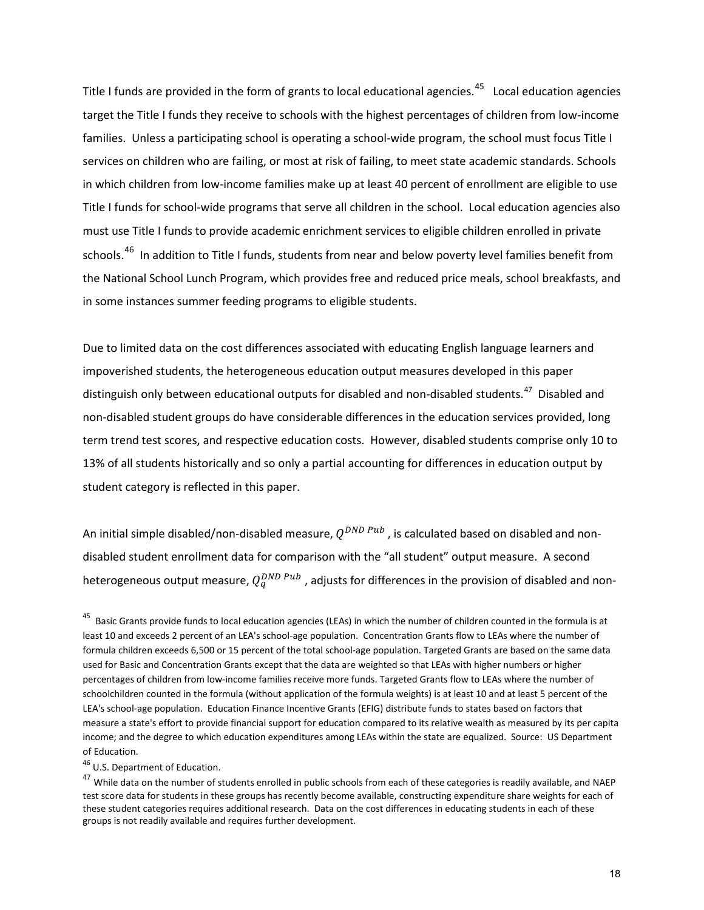Title I funds are provided in the form of grants to local educational agencies.[45] Local education agencies target the Title I funds they receive to schools with the highest percentages of children from low-income families. Unless a participating school is operating a school-wide program, the school must focus Title I services on children who are failing, or most at risk of failing, to meet state academic standards. Schools in which children from low-income families make up at least 40 percent of enrollment are eligible to use Title I funds for school-wide programs that serve all children in the school. Local education agencies also must use Title I funds to provide academic enrichment services to eligible children enrolled in private schools.[46] In addition to Title I funds, students from near and below poverty level families benefit from the National School Lunch Program, which provides free and reduced price meals, school breakfasts, and in some instances summer feeding programs to eligible students.

Due to limited data on the cost differences associated with educating English language learners and impoverished students, the heterogeneous education output measures developed in this paper distinguish only between educational outputs for disabled and non-disabled students.[47] Disabled and non-disabled student groups do have considerable differences in the education services provided, long term trend test scores, and respective education costs. However, disabled students comprise only 10 to 13% of all students historically and so only a partial accounting for differences in education output by student category is reflected in this paper.

An initial simple disabled/non-disabled measure, $Q^{DND\ Pub}$, is calculated based on disabled and non-disabled student enrollment data for comparison with the "all student" output measure. A second heterogeneous output measure, $Q_q^{DND\ Pub}$, adjusts for differences in the provision of disabled and non-

[45] Basic Grants provide funds to local education agencies (LEAs) in which the number of children counted in the formula is at least 10 and exceeds 2 percent of an LEA's school-age population. Concentration Grants flow to LEAs where the number of formula children exceeds 6,500 or 15 percent of the total school-age population. Targeted Grants are based on the same data used for Basic and Concentration Grants except that the data are weighted so that LEAs with higher numbers or higher percentages of children from low-income families receive more funds. Targeted Grants flow to LEAs where the number of schoolchildren counted in the formula (without application of the formula weights) is at least 10 and at least 5 percent of the LEA's school-age population. Education Finance Incentive Grants (EFIG) distribute funds to states based on factors that measure a state's effort to provide financial support for education compared to its relative wealth as measured by its per capita income; and the degree to which education expenditures among LEAs within the state are equalized. Source: US Department of Education.

[46] U.S. Department of Education.

[47] While data on the number of students enrolled in public schools from each of these categories is readily available, and NAEP test score data for students in these groups has recently become available, constructing expenditure share weights for each of these student categories requires additional research. Data on the cost differences in educating students in each of these groups is not readily available and requires further development.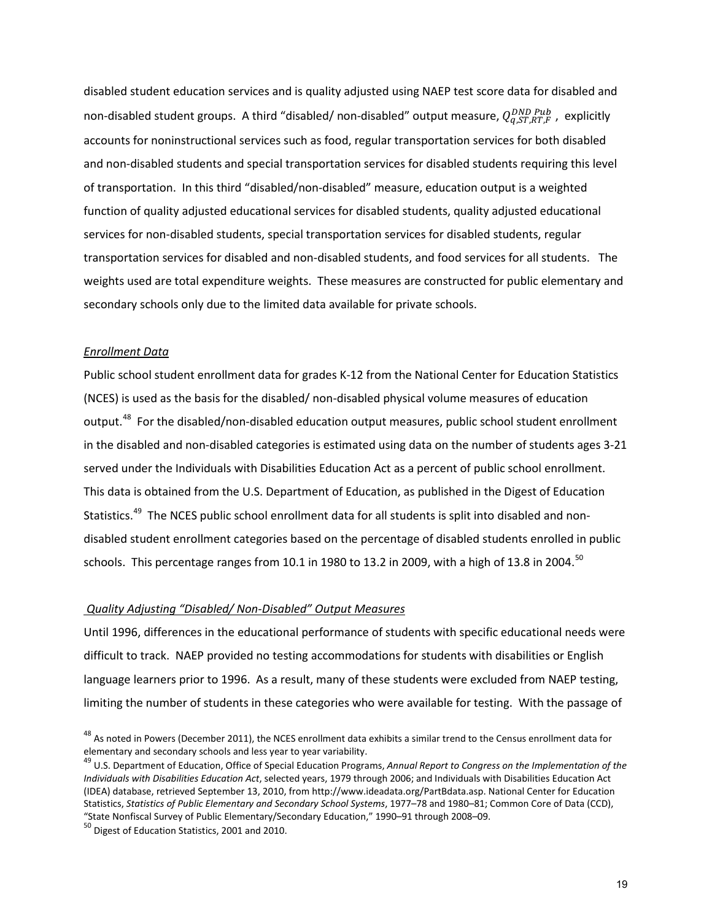disabled student education services and is quality adjusted using NAEP test score data for disabled and non-disabled student groups. A third "disabled/ non-disabled" output measure, $Q_{q,ST,RT,F}^{DND\ Pub}$, explicitly accounts for noninstructional services such as food, regular transportation services for both disabled and non-disabled students and special transportation services for disabled students requiring this level of transportation. In this third "disabled/non-disabled" measure, education output is a weighted function of quality adjusted educational services for disabled students, quality adjusted educational services for non-disabled students, special transportation services for disabled students, regular transportation services for disabled and non-disabled students, and food services for all students. The weights used are total expenditure weights. These measures are constructed for public elementary and secondary schools only due to the limited data available for private schools.

*Enrollment Data*

Public school student enrollment data for grades K-12 from the National Center for Education Statistics (NCES) is used as the basis for the disabled/ non-disabled physical volume measures of education output.[48] For the disabled/non-disabled education output measures, public school student enrollment in the disabled and non-disabled categories is estimated using data on the number of students ages 3-21 served under the Individuals with Disabilities Education Act as a percent of public school enrollment. This data is obtained from the U.S. Department of Education, as published in the Digest of Education Statistics.[49] The NCES public school enrollment data for all students is split into disabled and non-disabled student enrollment categories based on the percentage of disabled students enrolled in public schools. This percentage ranges from 10.1 in 1980 to 13.2 in 2009, with a high of 13.8 in 2004.[50]

*Quality Adjusting "Disabled/ Non-Disabled" Output Measures*

Until 1996, differences in the educational performance of students with specific educational needs were difficult to track. NAEP provided no testing accommodations for students with disabilities or English language learners prior to 1996. As a result, many of these students were excluded from NAEP testing, limiting the number of students in these categories who were available for testing. With the passage of

[48] As noted in Powers (December 2011), the NCES enrollment data exhibits a similar trend to the Census enrollment data for elementary and secondary schools and less year to year variability.

[49] U.S. Department of Education, Office of Special Education Programs, *Annual Report to Congress on the Implementation of the Individuals with Disabilities Education Act*, selected years, 1979 through 2006; and Individuals with Disabilities Education Act (IDEA) database, retrieved September 13, 2010, from http://www.ideadata.org/PartBdata.asp. National Center for Education Statistics, *Statistics of Public Elementary and Secondary School Systems*, 1977–78 and 1980–81; Common Core of Data (CCD), "State Nonfiscal Survey of Public Elementary/Secondary Education," 1990–91 through 2008–09.

[50] Digest of Education Statistics, 2001 and 2010.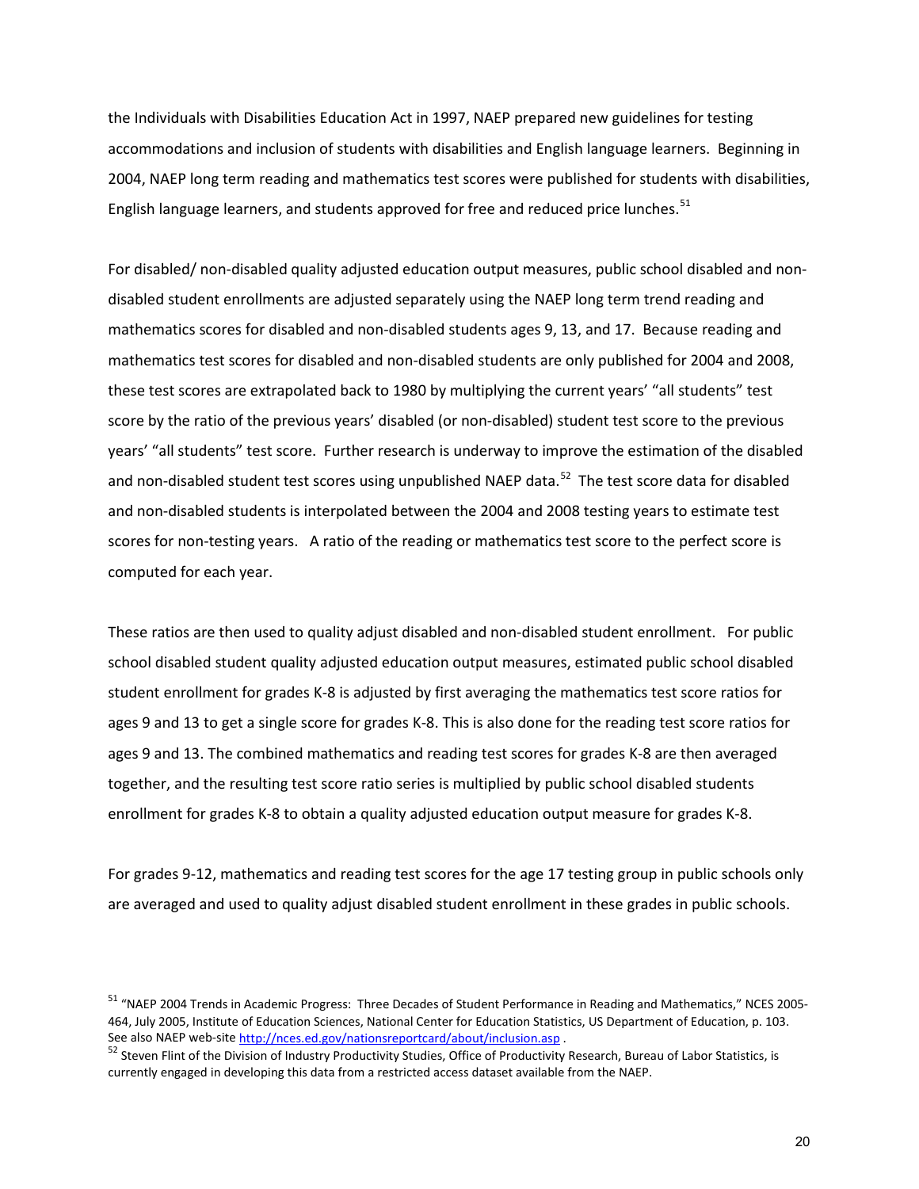the Individuals with Disabilities Education Act in 1997, NAEP prepared new guidelines for testing accommodations and inclusion of students with disabilities and English language learners. Beginning in 2004, NAEP long term reading and mathematics test scores were published for students with disabilities, English language learners, and students approved for free and reduced price lunches.[51]

For disabled/ non-disabled quality adjusted education output measures, public school disabled and non-disabled student enrollments are adjusted separately using the NAEP long term trend reading and mathematics scores for disabled and non-disabled students ages 9, 13, and 17. Because reading and mathematics test scores for disabled and non-disabled students are only published for 2004 and 2008, these test scores are extrapolated back to 1980 by multiplying the current years' "all students" test score by the ratio of the previous years' disabled (or non-disabled) student test score to the previous years' "all students" test score. Further research is underway to improve the estimation of the disabled and non-disabled student test scores using unpublished NAEP data.[52] The test score data for disabled and non-disabled students is interpolated between the 2004 and 2008 testing years to estimate test scores for non-testing years. A ratio of the reading or mathematics test score to the perfect score is computed for each year.

These ratios are then used to quality adjust disabled and non-disabled student enrollment. For public school disabled student quality adjusted education output measures, estimated public school disabled student enrollment for grades K-8 is adjusted by first averaging the mathematics test score ratios for ages 9 and 13 to get a single score for grades K-8. This is also done for the reading test score ratios for ages 9 and 13. The combined mathematics and reading test scores for grades K-8 are then averaged together, and the resulting test score ratio series is multiplied by public school disabled students enrollment for grades K-8 to obtain a quality adjusted education output measure for grades K-8.

For grades 9-12, mathematics and reading test scores for the age 17 testing group in public schools only are averaged and used to quality adjust disabled student enrollment in these grades in public schools.

[51] "NAEP 2004 Trends in Academic Progress: Three Decades of Student Performance in Reading and Mathematics," NCES 2005-464, July 2005, Institute of Education Sciences, National Center for Education Statistics, US Department of Education, p. 103. See also NAEP web-site http://nces.ed.gov/nationsreportcard/about/inclusion.asp .

[52] Steven Flint of the Division of Industry Productivity Studies, Office of Productivity Research, Bureau of Labor Statistics, is currently engaged in developing this data from a restricted access dataset available from the NAEP.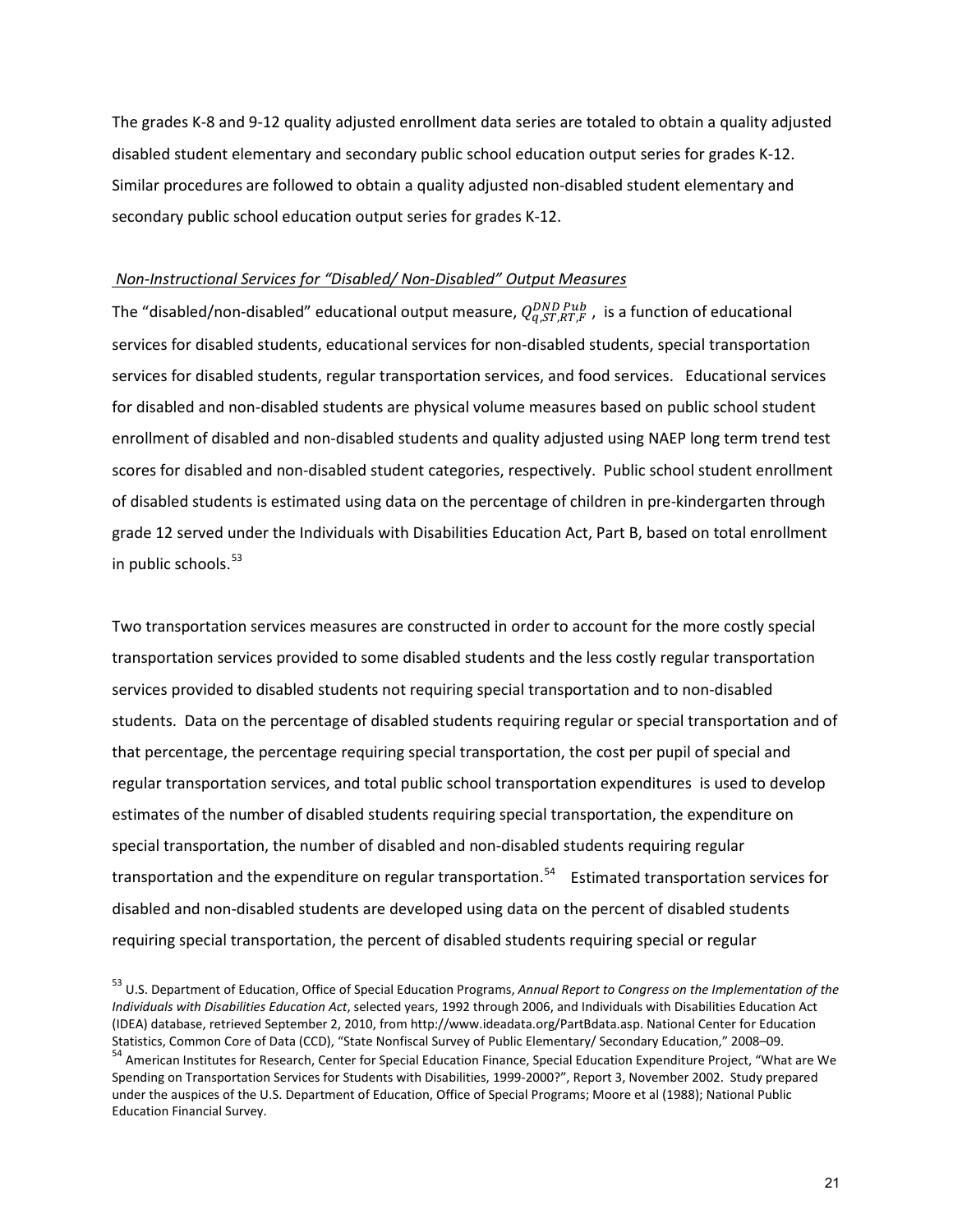The grades K-8 and 9-12 quality adjusted enrollment data series are totaled to obtain a quality adjusted disabled student elementary and secondary public school education output series for grades K-12. Similar procedures are followed to obtain a quality adjusted non-disabled student elementary and secondary public school education output series for grades K-12.

*Non-Instructional Services for "Disabled/ Non-Disabled" Output Measures*

The "disabled/non-disabled" educational output measure, $Q_{q,ST,RT,F}^{DND\,Pub}$, is a function of educational services for disabled students, educational services for non-disabled students, special transportation services for disabled students, regular transportation services, and food services. Educational services for disabled and non-disabled students are physical volume measures based on public school student enrollment of disabled and non-disabled students and quality adjusted using NAEP long term trend test scores for disabled and non-disabled student categories, respectively. Public school student enrollment of disabled students is estimated using data on the percentage of children in pre-kindergarten through grade 12 served under the Individuals with Disabilities Education Act, Part B, based on total enrollment in public schools.[53]

Two transportation services measures are constructed in order to account for the more costly special transportation services provided to some disabled students and the less costly regular transportation services provided to disabled students not requiring special transportation and to non-disabled students. Data on the percentage of disabled students requiring regular or special transportation and of that percentage, the percentage requiring special transportation, the cost per pupil of special and regular transportation services, and total public school transportation expenditures is used to develop estimates of the number of disabled students requiring special transportation, the expenditure on special transportation, the number of disabled and non-disabled students requiring regular transportation and the expenditure on regular transportation.[54] Estimated transportation services for disabled and non-disabled students are developed using data on the percent of disabled students requiring special transportation, the percent of disabled students requiring special or regular

[53] U.S. Department of Education, Office of Special Education Programs, *Annual Report to Congress on the Implementation of the Individuals with Disabilities Education Act*, selected years, 1992 through 2006, and Individuals with Disabilities Education Act (IDEA) database, retrieved September 2, 2010, from http://www.ideadata.org/PartBdata.asp. National Center for Education Statistics, Common Core of Data (CCD), "State Nonfiscal Survey of Public Elementary/ Secondary Education," 2008–09.

[54] American Institutes for Research, Center for Special Education Finance, Special Education Expenditure Project, "What are We Spending on Transportation Services for Students with Disabilities, 1999-2000?", Report 3, November 2002. Study prepared under the auspices of the U.S. Department of Education, Office of Special Programs; Moore et al (1988); National Public Education Financial Survey.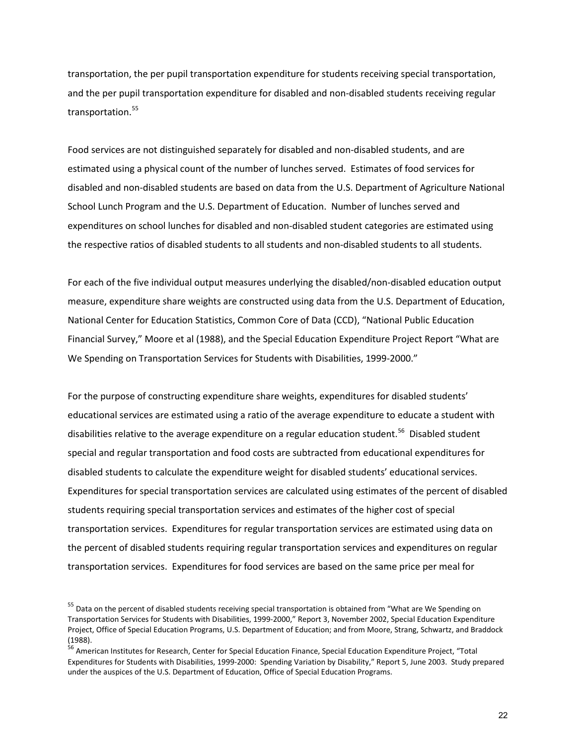transportation, the per pupil transportation expenditure for students receiving special transportation, and the per pupil transportation expenditure for disabled and non-disabled students receiving regular transportation.[55]

Food services are not distinguished separately for disabled and non-disabled students, and are estimated using a physical count of the number of lunches served. Estimates of food services for disabled and non-disabled students are based on data from the U.S. Department of Agriculture National School Lunch Program and the U.S. Department of Education. Number of lunches served and expenditures on school lunches for disabled and non-disabled student categories are estimated using the respective ratios of disabled students to all students and non-disabled students to all students.

For each of the five individual output measures underlying the disabled/non-disabled education output measure, expenditure share weights are constructed using data from the U.S. Department of Education, National Center for Education Statistics, Common Core of Data (CCD), "National Public Education Financial Survey," Moore et al (1988), and the Special Education Expenditure Project Report "What are We Spending on Transportation Services for Students with Disabilities, 1999-2000."

For the purpose of constructing expenditure share weights, expenditures for disabled students' educational services are estimated using a ratio of the average expenditure to educate a student with disabilities relative to the average expenditure on a regular education student.[56] Disabled student special and regular transportation and food costs are subtracted from educational expenditures for disabled students to calculate the expenditure weight for disabled students' educational services. Expenditures for special transportation services are calculated using estimates of the percent of disabled students requiring special transportation services and estimates of the higher cost of special transportation services. Expenditures for regular transportation services are estimated using data on the percent of disabled students requiring regular transportation services and expenditures on regular transportation services. Expenditures for food services are based on the same price per meal for

[55] Data on the percent of disabled students receiving special transportation is obtained from "What are We Spending on Transportation Services for Students with Disabilities, 1999-2000," Report 3, November 2002, Special Education Expenditure Project, Office of Special Education Programs, U.S. Department of Education; and from Moore, Strang, Schwartz, and Braddock (1988).

[56] American Institutes for Research, Center for Special Education Finance, Special Education Expenditure Project, "Total Expenditures for Students with Disabilities, 1999-2000: Spending Variation by Disability," Report 5, June 2003. Study prepared under the auspices of the U.S. Department of Education, Office of Special Education Programs.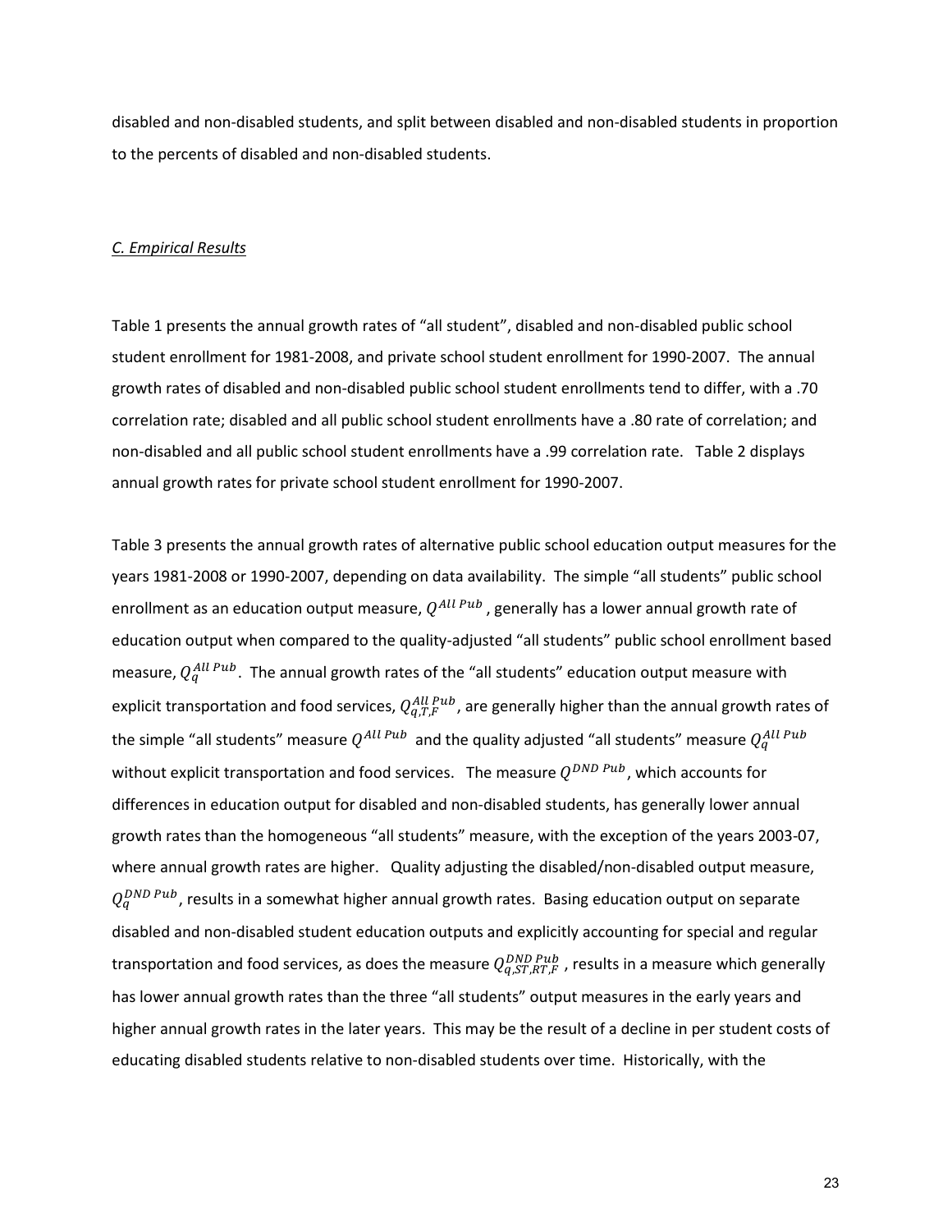disabled and non-disabled students, and split between disabled and non-disabled students in proportion to the percents of disabled and non-disabled students.

*C. Empirical Results*

Table 1 presents the annual growth rates of "all student", disabled and non-disabled public school student enrollment for 1981-2008, and private school student enrollment for 1990-2007. The annual growth rates of disabled and non-disabled public school student enrollments tend to differ, with a .70 correlation rate; disabled and all public school student enrollments have a .80 rate of correlation; and non-disabled and all public school student enrollments have a .99 correlation rate. Table 2 displays annual growth rates for private school student enrollment for 1990-2007.

Table 3 presents the annual growth rates of alternative public school education output measures for the years 1981-2008 or 1990-2007, depending on data availability. The simple "all students" public school enrollment as an education output measure, $Q^{All\ Pub}$, generally has a lower annual growth rate of education output when compared to the quality-adjusted "all students" public school enrollment based measure, $Q_q^{All\ Pub}$. The annual growth rates of the "all students" education output measure with explicit transportation and food services, $Q_{q,T,F}^{All\ Pub}$, are generally higher than the annual growth rates of the simple "all students" measure $Q^{All\ Pub}$ and the quality adjusted "all students" measure $Q_q^{All\ Pub}$ without explicit transportation and food services. The measure $Q^{DND\ Pub}$, which accounts for differences in education output for disabled and non-disabled students, has generally lower annual growth rates than the homogeneous "all students" measure, with the exception of the years 2003-07, where annual growth rates are higher. Quality adjusting the disabled/non-disabled output measure, $Q_q^{DND\ Pub}$, results in a somewhat higher annual growth rates. Basing education output on separate disabled and non-disabled student education outputs and explicitly accounting for special and regular transportation and food services, as does the measure $Q_{q,ST,RT,F}^{DND\ Pub}$, results in a measure which generally has lower annual growth rates than the three "all students" output measures in the early years and higher annual growth rates in the later years. This may be the result of a decline in per student costs of educating disabled students relative to non-disabled students over time. Historically, with the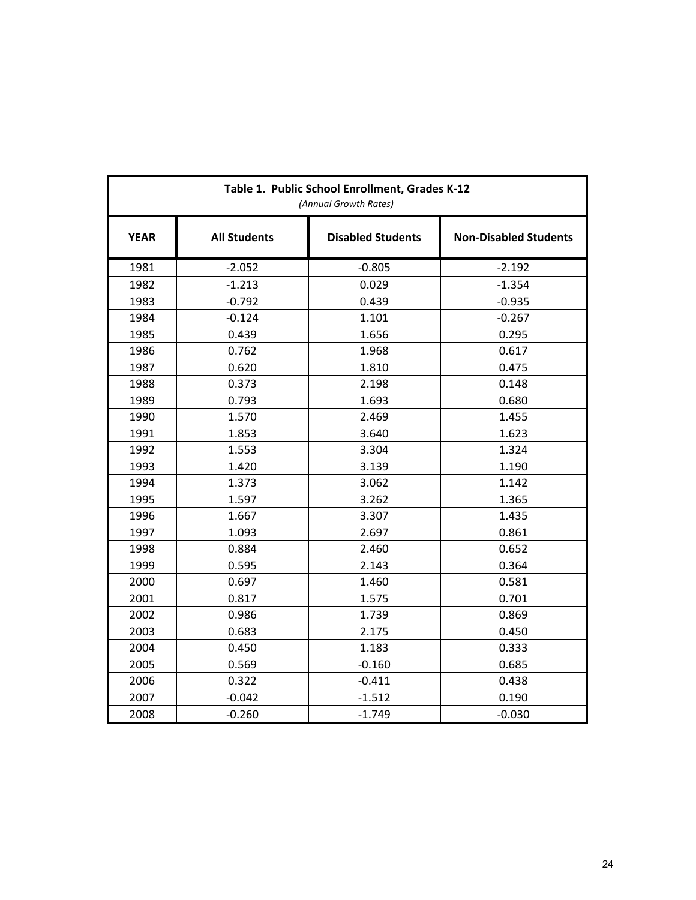**Table 1. Public School Enrollment, Grades K-12**

*(Annual Growth Rates)*

| YEAR | All Students | Disabled Students | Non-Disabled Students |
|---|---|---|---|
| 1981 | -2.052 | -0.805 | -2.192 |
| 1982 | -1.213 | 0.029 | -1.354 |
| 1983 | -0.792 | 0.439 | -0.935 |
| 1984 | -0.124 | 1.101 | -0.267 |
| 1985 | 0.439 | 1.656 | 0.295 |
| 1986 | 0.762 | 1.968 | 0.617 |
| 1987 | 0.620 | 1.810 | 0.475 |
| 1988 | 0.373 | 2.198 | 0.148 |
| 1989 | 0.793 | 1.693 | 0.680 |
| 1990 | 1.570 | 2.469 | 1.455 |
| 1991 | 1.853 | 3.640 | 1.623 |
| 1992 | 1.553 | 3.304 | 1.324 |
| 1993 | 1.420 | 3.139 | 1.190 |
| 1994 | 1.373 | 3.062 | 1.142 |
| 1995 | 1.597 | 3.262 | 1.365 |
| 1996 | 1.667 | 3.307 | 1.435 |
| 1997 | 1.093 | 2.697 | 0.861 |
| 1998 | 0.884 | 2.460 | 0.652 |
| 1999 | 0.595 | 2.143 | 0.364 |
| 2000 | 0.697 | 1.460 | 0.581 |
| 2001 | 0.817 | 1.575 | 0.701 |
| 2002 | 0.986 | 1.739 | 0.869 |
| 2003 | 0.683 | 2.175 | 0.450 |
| 2004 | 0.450 | 1.183 | 0.333 |
| 2005 | 0.569 | -0.160 | 0.685 |
| 2006 | 0.322 | -0.411 | 0.438 |
| 2007 | -0.042 | -1.512 | 0.190 |
| 2008 | -0.260 | -1.749 | -0.030 |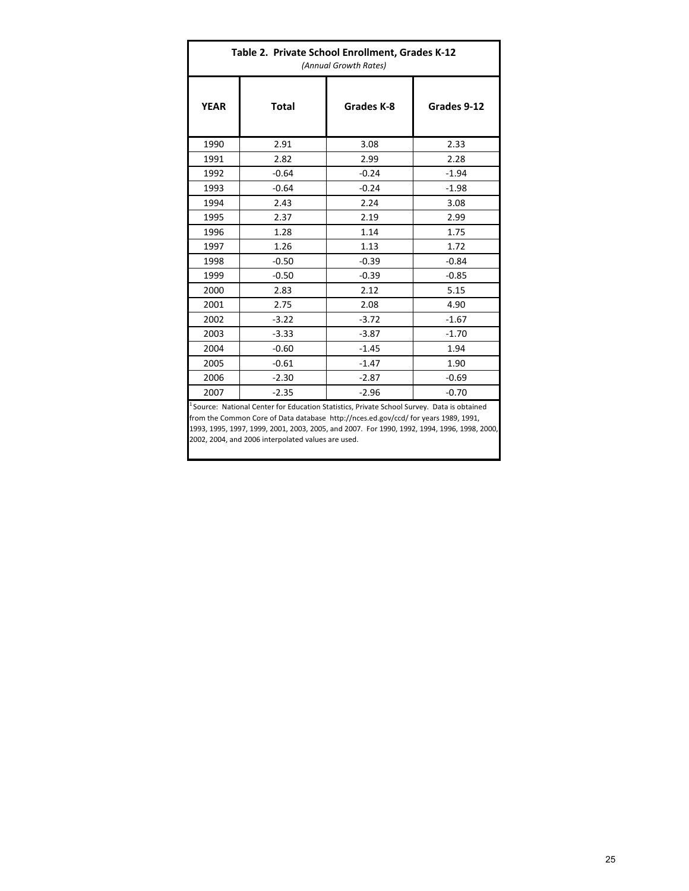**Table 2. Private School Enrollment, Grades K-12**
*(Annual Growth Rates)*

| YEAR | Total | Grades K-8 | Grades 9-12 |
|---|---|---|---|
| 1990 | 2.91 | 3.08 | 2.33 |
| 1991 | 2.82 | 2.99 | 2.28 |
| 1992 | -0.64 | -0.24 | -1.94 |
| 1993 | -0.64 | -0.24 | -1.98 |
| 1994 | 2.43 | 2.24 | 3.08 |
| 1995 | 2.37 | 2.19 | 2.99 |
| 1996 | 1.28 | 1.14 | 1.75 |
| 1997 | 1.26 | 1.13 | 1.72 |
| 1998 | -0.50 | -0.39 | -0.84 |
| 1999 | -0.50 | -0.39 | -0.85 |
| 2000 | 2.83 | 2.12 | 5.15 |
| 2001 | 2.75 | 2.08 | 4.90 |
| 2002 | -3.22 | -3.72 | -1.67 |
| 2003 | -3.33 | -3.87 | -1.70 |
| 2004 | -0.60 | -1.45 | 1.94 |
| 2005 | -0.61 | -1.47 | 1.90 |
| 2006 | -2.30 | -2.87 | -0.69 |
| 2007 | -2.35 | -2.96 | -0.70 |

[1] Source: National Center for Education Statistics, Private School Survey. Data is obtained from the Common Core of Data database http://nces.ed.gov/ccd/ for years 1989, 1991, 1993, 1995, 1997, 1999, 2001, 2003, 2005, and 2007. For 1990, 1992, 1994, 1996, 1998, 2000, 2002, 2004, and 2006 interpolated values are used.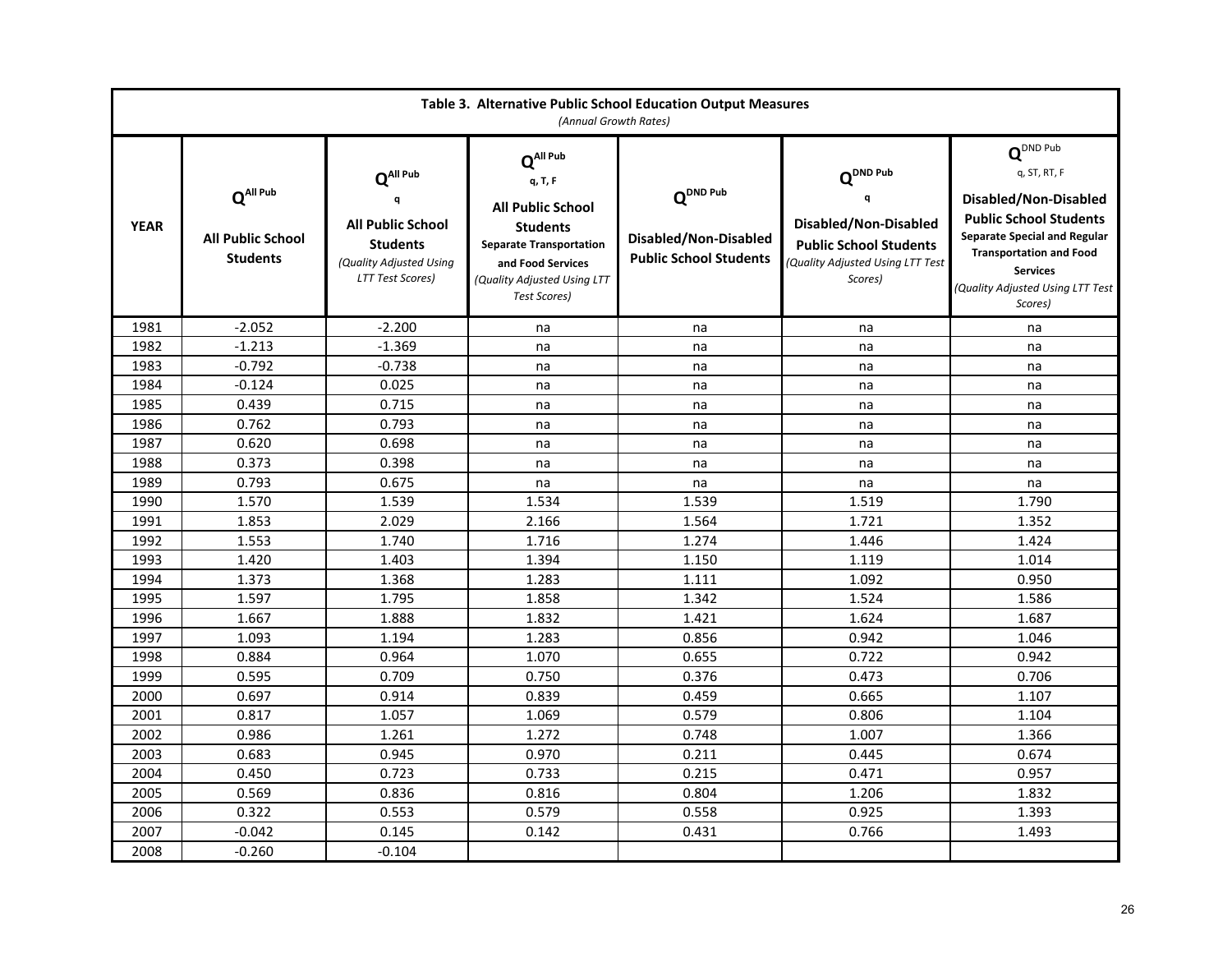**Table 3. Alternative Public School Education Output Measures**
*(Annual Growth Rates)*

| YEAR | $Q^{All\ Pub}$ All Public School Students | $Q^{All\ Pub}_{q}$ All Public School Students *(Quality Adjusted Using LTT Test Scores)* | $Q^{All\ Pub}_{q,\ T,\ F}$ All Public School Students Separate Transportation and Food Services *(Quality Adjusted Using LTT Test Scores)* | $Q^{DND\ Pub}$ Disabled/Non-Disabled Public School Students | $Q^{DND\ Pub}_{q}$ Disabled/Non-Disabled Public School Students *(Quality Adjusted Using LTT Test Scores)* | $Q^{DND\ Pub}_{q,\ ST,\ RT,\ F}$ Disabled/Non-Disabled Public School Students Separate Special and Regular Transportation and Food Services *(Quality Adjusted Using LTT Test Scores)* |
|---|---|---|---|---|---|---|
| 1981 | -2.052 | -2.200 | na | na | na | na |
| 1982 | -1.213 | -1.369 | na | na | na | na |
| 1983 | -0.792 | -0.738 | na | na | na | na |
| 1984 | -0.124 | 0.025 | na | na | na | na |
| 1985 | 0.439 | 0.715 | na | na | na | na |
| 1986 | 0.762 | 0.793 | na | na | na | na |
| 1987 | 0.620 | 0.698 | na | na | na | na |
| 1988 | 0.373 | 0.398 | na | na | na | na |
| 1989 | 0.793 | 0.675 | na | na | na | na |
| 1990 | 1.570 | 1.539 | 1.534 | 1.539 | 1.519 | 1.790 |
| 1991 | 1.853 | 2.029 | 2.166 | 1.564 | 1.721 | 1.352 |
| 1992 | 1.553 | 1.740 | 1.716 | 1.274 | 1.446 | 1.424 |
| 1993 | 1.420 | 1.403 | 1.394 | 1.150 | 1.119 | 1.014 |
| 1994 | 1.373 | 1.368 | 1.283 | 1.111 | 1.092 | 0.950 |
| 1995 | 1.597 | 1.795 | 1.858 | 1.342 | 1.524 | 1.586 |
| 1996 | 1.667 | 1.888 | 1.832 | 1.421 | 1.624 | 1.687 |
| 1997 | 1.093 | 1.194 | 1.283 | 0.856 | 0.942 | 1.046 |
| 1998 | 0.884 | 0.964 | 1.070 | 0.655 | 0.722 | 0.942 |
| 1999 | 0.595 | 0.709 | 0.750 | 0.376 | 0.473 | 0.706 |
| 2000 | 0.697 | 0.914 | 0.839 | 0.459 | 0.665 | 1.107 |
| 2001 | 0.817 | 1.057 | 1.069 | 0.579 | 0.806 | 1.104 |
| 2002 | 0.986 | 1.261 | 1.272 | 0.748 | 1.007 | 1.366 |
| 2003 | 0.683 | 0.945 | 0.970 | 0.211 | 0.445 | 0.674 |
| 2004 | 0.450 | 0.723 | 0.733 | 0.215 | 0.471 | 0.957 |
| 2005 | 0.569 | 0.836 | 0.816 | 0.804 | 1.206 | 1.832 |
| 2006 | 0.322 | 0.553 | 0.579 | 0.558 | 0.925 | 1.393 |
| 2007 | -0.042 | 0.145 | 0.142 | 0.431 | 0.766 | 1.493 |
| 2008 | -0.260 | -0.104 | | | | |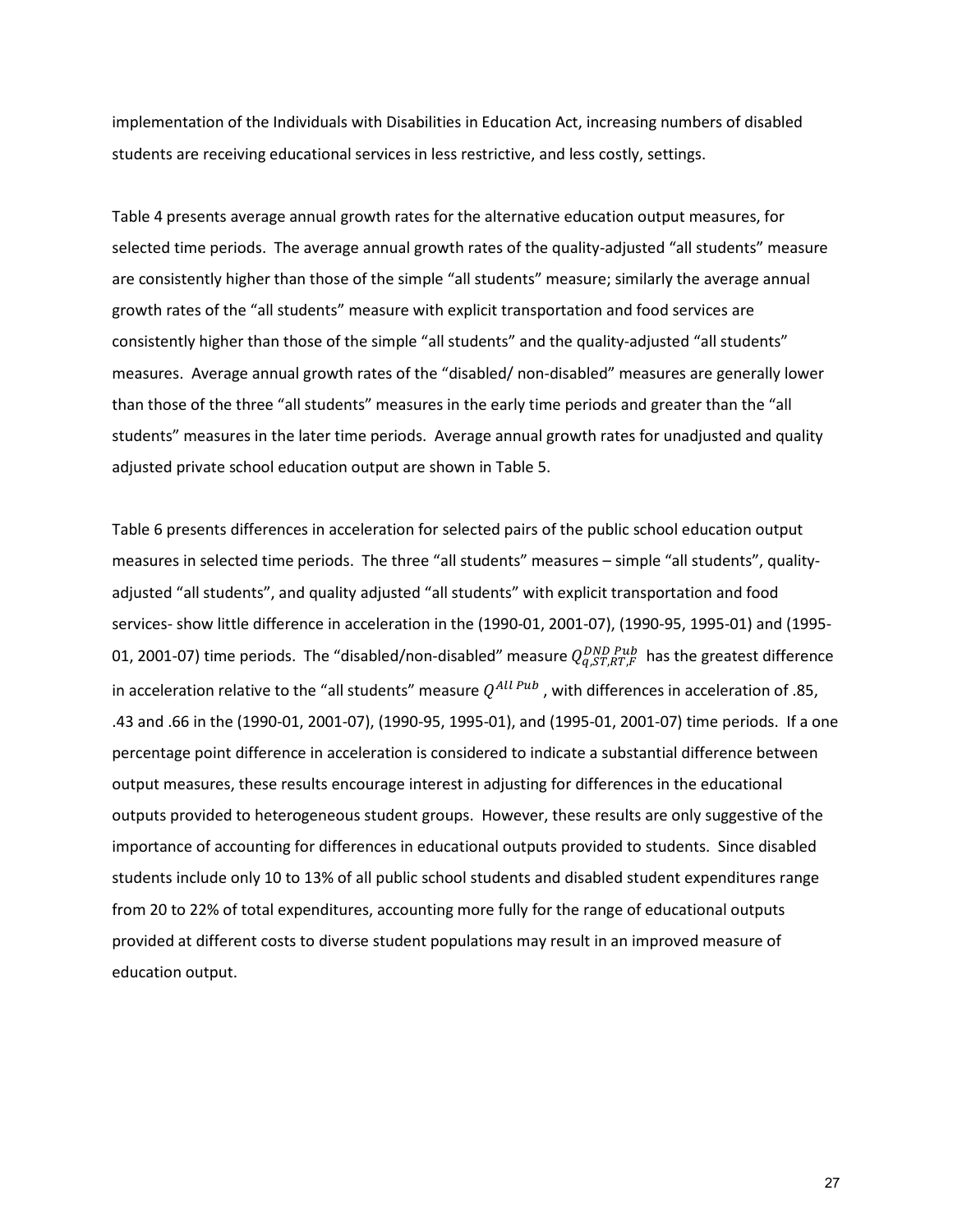implementation of the Individuals with Disabilities in Education Act, increasing numbers of disabled students are receiving educational services in less restrictive, and less costly, settings.

Table 4 presents average annual growth rates for the alternative education output measures, for selected time periods. The average annual growth rates of the quality-adjusted "all students" measure are consistently higher than those of the simple "all students" measure; similarly the average annual growth rates of the "all students" measure with explicit transportation and food services are consistently higher than those of the simple "all students" and the quality-adjusted "all students" measures. Average annual growth rates of the "disabled/ non-disabled" measures are generally lower than those of the three "all students" measures in the early time periods and greater than the "all students" measures in the later time periods. Average annual growth rates for unadjusted and quality adjusted private school education output are shown in Table 5.

Table 6 presents differences in acceleration for selected pairs of the public school education output measures in selected time periods. The three "all students" measures – simple "all students", quality-adjusted "all students", and quality adjusted "all students" with explicit transportation and food services- show little difference in acceleration in the (1990-01, 2001-07), (1990-95, 1995-01) and (1995-01, 2001-07) time periods. The "disabled/non-disabled" measure $Q_{q,ST,RT,F}^{DND\ Pub}$ has the greatest difference in acceleration relative to the "all students" measure $Q^{All\ Pub}$, with differences in acceleration of .85, .43 and .66 in the (1990-01, 2001-07), (1990-95, 1995-01), and (1995-01, 2001-07) time periods. If a one percentage point difference in acceleration is considered to indicate a substantial difference between output measures, these results encourage interest in adjusting for differences in the educational outputs provided to heterogeneous student groups. However, these results are only suggestive of the importance of accounting for differences in educational outputs provided to students. Since disabled students include only 10 to 13% of all public school students and disabled student expenditures range from 20 to 22% of total expenditures, accounting more fully for the range of educational outputs provided at different costs to diverse student populations may result in an improved measure of education output.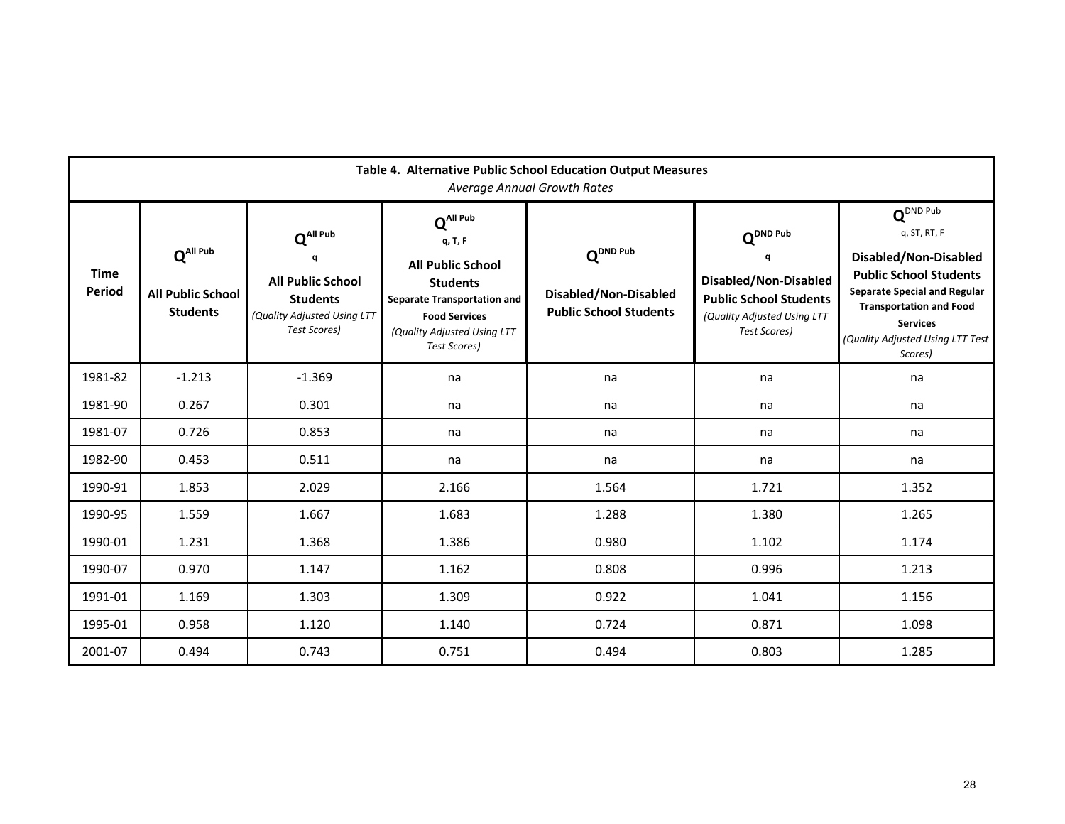**Table 4. Alternative Public School Education Output Measures**
*Average Annual Growth Rates*

| Time Period | $Q^{All\ Pub}$ All Public School Students | $Q^{All\ Pub}_{q}$ All Public School Students *(Quality Adjusted Using LTT Test Scores)* | $Q^{All\ Pub}_{q,\ T,\ F}$ All Public School Students Separate Transportation and Food Services *(Quality Adjusted Using LTT Test Scores)* | $Q^{DND\ Pub}$ Disabled/Non-Disabled Public School Students | $Q^{DND\ Pub}_{q}$ Disabled/Non-Disabled Public School Students *(Quality Adjusted Using LTT Test Scores)* | $Q^{DND\ Pub}_{q,\ ST,\ RT,\ F}$ Disabled/Non-Disabled Public School Students Separate Special and Regular Transportation and Food Services *(Quality Adjusted Using LTT Test Scores)* |
|---|---|---|---|---|---|---|
| 1981-82 | -1.213 | -1.369 | na | na | na | na |
| 1981-90 | 0.267 | 0.301 | na | na | na | na |
| 1981-07 | 0.726 | 0.853 | na | na | na | na |
| 1982-90 | 0.453 | 0.511 | na | na | na | na |
| 1990-91 | 1.853 | 2.029 | 2.166 | 1.564 | 1.721 | 1.352 |
| 1990-95 | 1.559 | 1.667 | 1.683 | 1.288 | 1.380 | 1.265 |
| 1990-01 | 1.231 | 1.368 | 1.386 | 0.980 | 1.102 | 1.174 |
| 1990-07 | 0.970 | 1.147 | 1.162 | 0.808 | 0.996 | 1.213 |
| 1991-01 | 1.169 | 1.303 | 1.309 | 0.922 | 1.041 | 1.156 |
| 1995-01 | 0.958 | 1.120 | 1.140 | 0.724 | 0.871 | 1.098 |
| 2001-07 | 0.494 | 0.743 | 0.751 | 0.494 | 0.803 | 1.285 |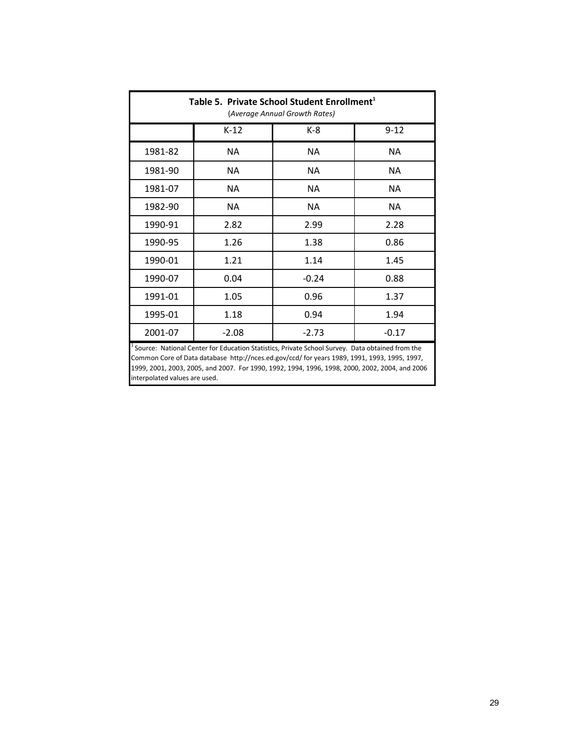| Table 5. Private School Student Enrollment[1] (*Average Annual Growth Rates)* | | | |
|---|---|---|---|
| | K-12 | K-8 | 9-12 |
| 1981-82 | NA | NA | NA |
| 1981-90 | NA | NA | NA |
| 1981-07 | NA | NA | NA |
| 1982-90 | NA | NA | NA |
| 1990-91 | 2.82 | 2.99 | 2.28 |
| 1990-95 | 1.26 | 1.38 | 0.86 |
| 1990-01 | 1.21 | 1.14 | 1.45 |
| 1990-07 | 0.04 | -0.24 | 0.88 |
| 1991-01 | 1.05 | 0.96 | 1.37 |
| 1995-01 | 1.18 | 0.94 | 1.94 |
| 2001-07 | -2.08 | -2.73 | -0.17 |

[1] Source: National Center for Education Statistics, Private School Survey. Data obtained from the Common Core of Data database http://nces.ed.gov/ccd/ for years 1989, 1991, 1993, 1995, 1997, 1999, 2001, 2003, 2005, and 2007. For 1990, 1992, 1994, 1996, 1998, 2000, 2002, 2004, and 2006 interpolated values are used.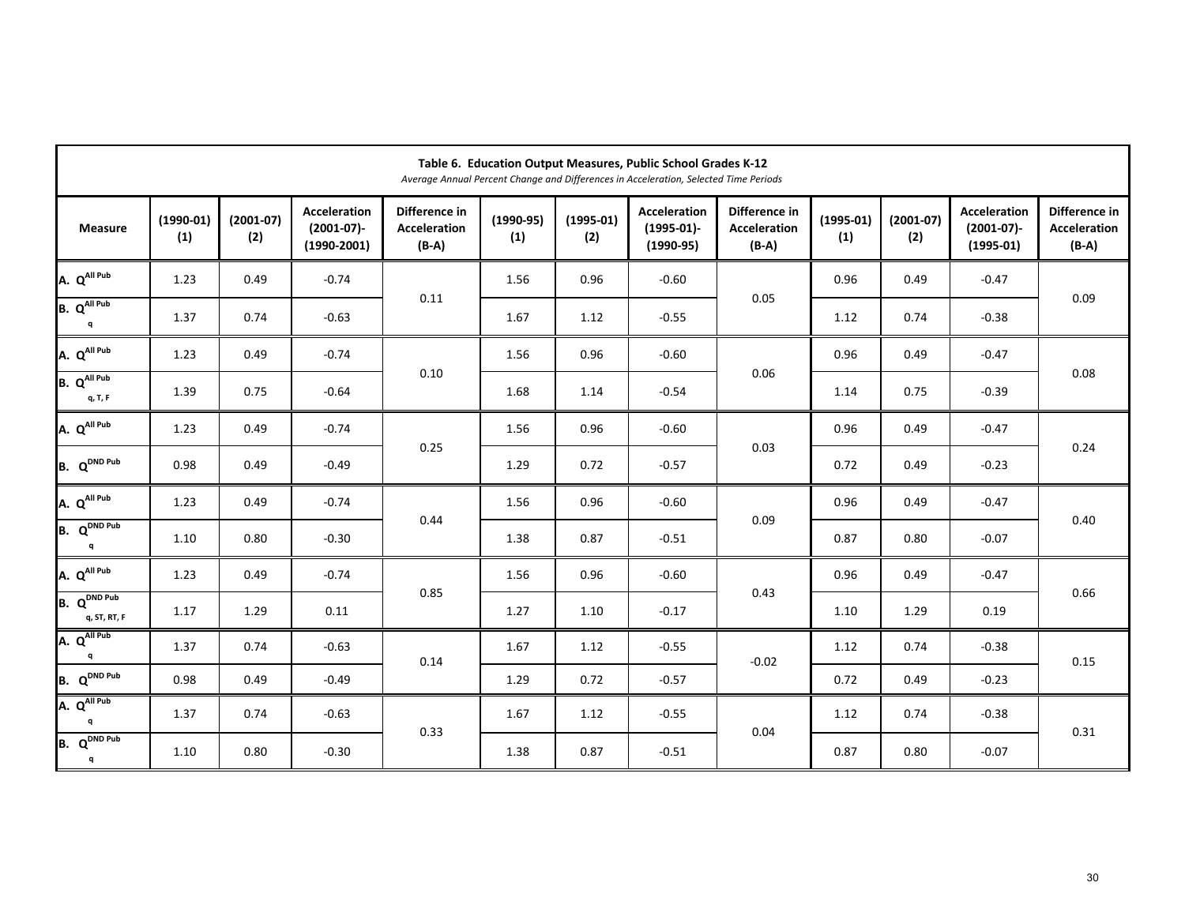**Table 6. Education Output Measures, Public School Grades K-12**

*Average Annual Percent Change and Differences in Acceleration, Selected Time Periods*

| Measure | (1990-01) (1) | (2001-07) (2) | Acceleration (2001-07)-(1990-2001) | Difference in Acceleration (B-A) | (1990-95) (1) | (1995-01) (2) | Acceleration (1995-01)-(1990-95) | Difference in Acceleration (B-A) | (1995-01) (1) | (2001-07) (2) | Acceleration (2001-07)-(1995-01) | Difference in Acceleration (B-A) |
|---|---|---|---|---|---|---|---|---|---|---|---|---|
| A. $Q^{All\ Pub}$ | 1.23 | 0.49 | -0.74 | 0.11 | 1.56 | 0.96 | -0.60 | 0.05 | 0.96 | 0.49 | -0.47 | 0.09 |
| B. $Q^{All\ Pub}_{q}$ | 1.37 | 0.74 | -0.63 | | 1.67 | 1.12 | -0.55 | | 1.12 | 0.74 | -0.38 | |
| A. $Q^{All\ Pub}$ | 1.23 | 0.49 | -0.74 | 0.10 | 1.56 | 0.96 | -0.60 | 0.06 | 0.96 | 0.49 | -0.47 | 0.08 |
| B. $Q^{All\ Pub}_{q,T,F}$ | 1.39 | 0.75 | -0.64 | | 1.68 | 1.14 | -0.54 | | 1.14 | 0.75 | -0.39 | |
| A. $Q^{All\ Pub}$ | 1.23 | 0.49 | -0.74 | 0.25 | 1.56 | 0.96 | -0.60 | 0.03 | 0.96 | 0.49 | -0.47 | 0.24 |
| B. $Q^{DND\ Pub}$ | 0.98 | 0.49 | -0.49 | | 1.29 | 0.72 | -0.57 | | 0.72 | 0.49 | -0.23 | |
| A. $Q^{All\ Pub}$ | 1.23 | 0.49 | -0.74 | 0.44 | 1.56 | 0.96 | -0.60 | 0.09 | 0.96 | 0.49 | -0.47 | 0.40 |
| B. $Q^{DND\ Pub}_{q}$ | 1.10 | 0.80 | -0.30 | | 1.38 | 0.87 | -0.51 | | 0.87 | 0.80 | -0.07 | |
| A. $Q^{All\ Pub}$ | 1.23 | 0.49 | -0.74 | 0.85 | 1.56 | 0.96 | -0.60 | 0.43 | 0.96 | 0.49 | -0.47 | 0.66 |
| B. $Q^{DND\ Pub}_{q,ST,RT,F}$ | 1.17 | 1.29 | 0.11 | | 1.27 | 1.10 | -0.17 | | 1.10 | 1.29 | 0.19 | |
| A. $Q^{All\ Pub}_{q}$ | 1.37 | 0.74 | -0.63 | 0.14 | 1.67 | 1.12 | -0.55 | -0.02 | 1.12 | 0.74 | -0.38 | 0.15 |
| B. $Q^{DND\ Pub}$ | 0.98 | 0.49 | -0.49 | | 1.29 | 0.72 | -0.57 | | 0.72 | 0.49 | -0.23 | |
| A. $Q^{All\ Pub}_{q}$ | 1.37 | 0.74 | -0.63 | 0.33 | 1.67 | 1.12 | -0.55 | 0.04 | 1.12 | 0.74 | -0.38 | 0.31 |
| B. $Q^{DND\ Pub}_{q}$ | 1.10 | 0.80 | -0.30 | | 1.38 | 0.87 | -0.51 | | 0.87 | 0.80 | -0.07 | |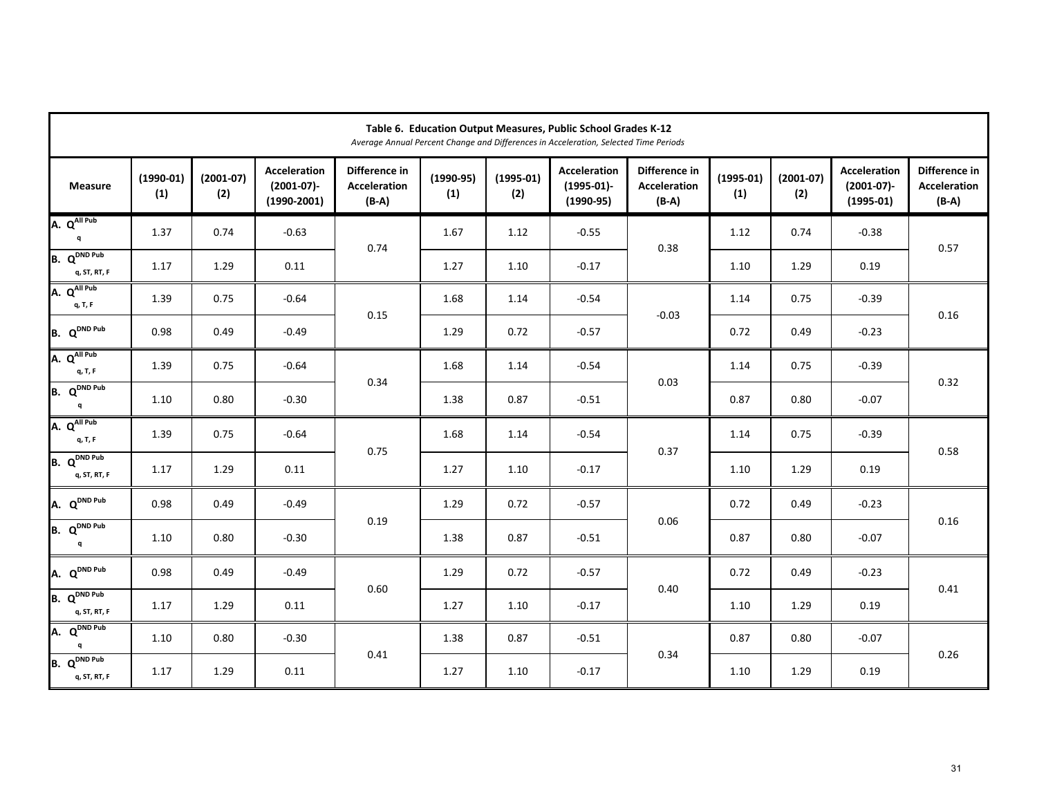**Table 6. Education Output Measures, Public School Grades K-12**

*Average Annual Percent Change and Differences in Acceleration, Selected Time Periods*

| Measure | (1990-01) (1) | (2001-07) (2) | Acceleration (2001-07)-(1990-2001) | Difference in Acceleration (B-A) | (1990-95) (1) | (1995-01) (2) | Acceleration (1995-01)-(1990-95) | Difference in Acceleration (B-A) | (1995-01) (1) | (2001-07) (2) | Acceleration (2001-07)-(1995-01) | Difference in Acceleration (B-A) |
|---|---|---|---|---|---|---|---|---|---|---|---|---|
| A. $Q^{All\ Pub}_{q}$ | 1.37 | 0.74 | -0.63 | 0.74 | 1.67 | 1.12 | -0.55 | 0.38 | 1.12 | 0.74 | -0.38 | 0.57 |
| B. $Q^{DND\ Pub}_{q,\ ST,\ RT,\ F}$ | 1.17 | 1.29 | 0.11 | | 1.27 | 1.10 | -0.17 | | 1.10 | 1.29 | 0.19 | |
| A. $Q^{All\ Pub}_{q,\ T,\ F}$ | 1.39 | 0.75 | -0.64 | 0.15 | 1.68 | 1.14 | -0.54 | -0.03 | 1.14 | 0.75 | -0.39 | 0.16 |
| B. $Q^{DND\ Pub}$ | 0.98 | 0.49 | -0.49 | | 1.29 | 0.72 | -0.57 | | 0.72 | 0.49 | -0.23 | |
| A. $Q^{All\ Pub}_{q,\ T,\ F}$ | 1.39 | 0.75 | -0.64 | 0.34 | 1.68 | 1.14 | -0.54 | 0.03 | 1.14 | 0.75 | -0.39 | 0.32 |
| B. $Q^{DND\ Pub}_{q}$ | 1.10 | 0.80 | -0.30 | | 1.38 | 0.87 | -0.51 | | 0.87 | 0.80 | -0.07 | |
| A. $Q^{All\ Pub}_{q,\ T,\ F}$ | 1.39 | 0.75 | -0.64 | 0.75 | 1.68 | 1.14 | -0.54 | 0.37 | 1.14 | 0.75 | -0.39 | 0.58 |
| B. $Q^{DND\ Pub}_{q,\ ST,\ RT,\ F}$ | 1.17 | 1.29 | 0.11 | | 1.27 | 1.10 | -0.17 | | 1.10 | 1.29 | 0.19 | |
| A. $Q^{DND\ Pub}$ | 0.98 | 0.49 | -0.49 | 0.19 | 1.29 | 0.72 | -0.57 | 0.06 | 0.72 | 0.49 | -0.23 | 0.16 |
| B. $Q^{DND\ Pub}_{q}$ | 1.10 | 0.80 | -0.30 | | 1.38 | 0.87 | -0.51 | | 0.87 | 0.80 | -0.07 | |
| A. $Q^{DND\ Pub}$ | 0.98 | 0.49 | -0.49 | 0.60 | 1.29 | 0.72 | -0.57 | 0.40 | 0.72 | 0.49 | -0.23 | 0.41 |
| B. $Q^{DND\ Pub}_{q,\ ST,\ RT,\ F}$ | 1.17 | 1.29 | 0.11 | | 1.27 | 1.10 | -0.17 | | 1.10 | 1.29 | 0.19 | |
| A. $Q^{DND\ Pub}_{q}$ | 1.10 | 0.80 | -0.30 | 0.41 | 1.38 | 0.87 | -0.51 | 0.34 | 0.87 | 0.80 | -0.07 | 0.26 |
| B. $Q^{DND\ Pub}_{q,\ ST,\ RT,\ F}$ | 1.17 | 1.29 | 0.11 | | 1.27 | 1.10 | -0.17 | | 1.10 | 1.29 | 0.19 | |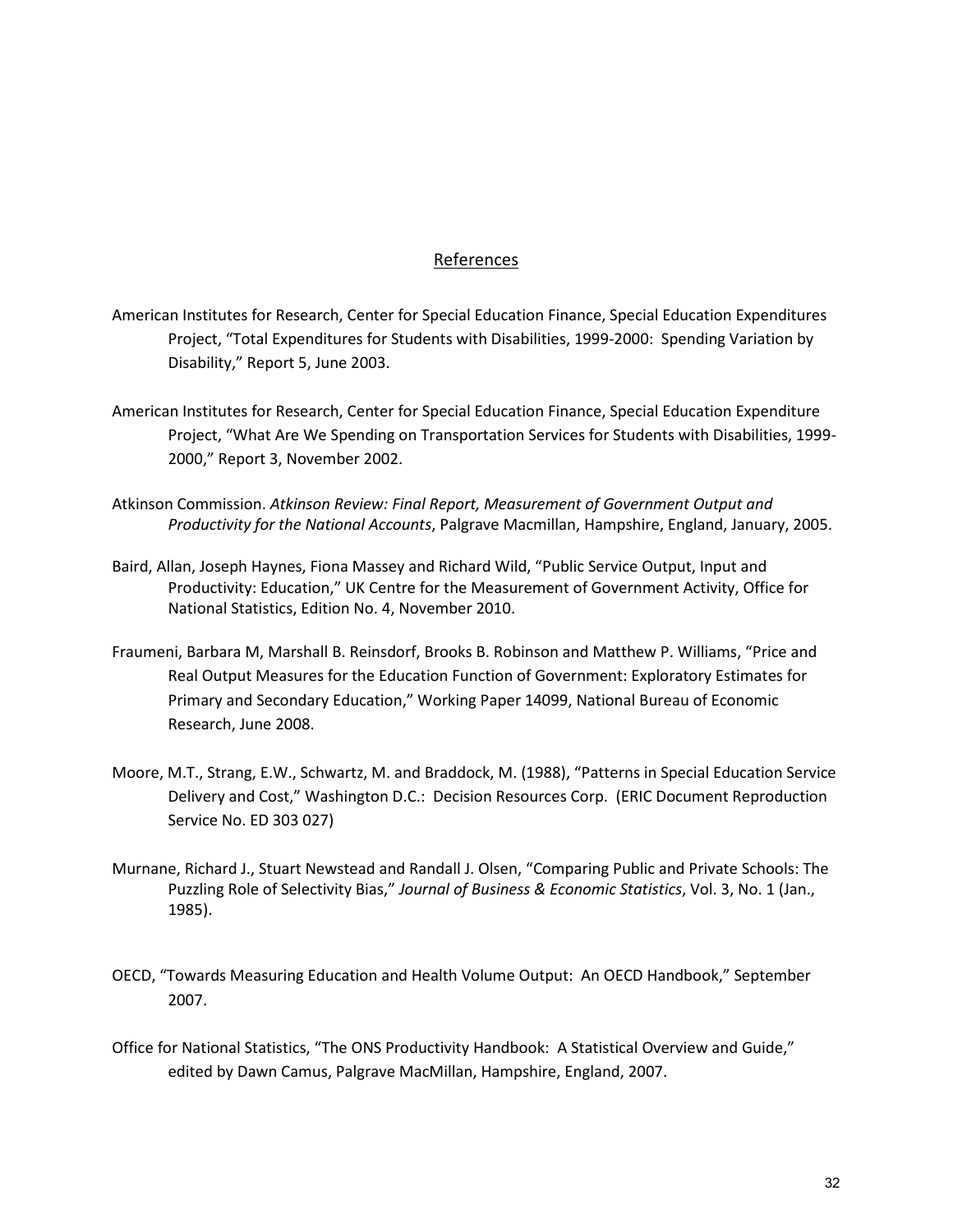## References

American Institutes for Research, Center for Special Education Finance, Special Education Expenditures Project, "Total Expenditures for Students with Disabilities, 1999-2000: Spending Variation by Disability," Report 5, June 2003.

American Institutes for Research, Center for Special Education Finance, Special Education Expenditure Project, "What Are We Spending on Transportation Services for Students with Disabilities, 1999-2000," Report 3, November 2002.

Atkinson Commission. *Atkinson Review: Final Report, Measurement of Government Output and Productivity for the National Accounts*, Palgrave Macmillan, Hampshire, England, January, 2005.

Baird, Allan, Joseph Haynes, Fiona Massey and Richard Wild, "Public Service Output, Input and Productivity: Education," UK Centre for the Measurement of Government Activity, Office for National Statistics, Edition No. 4, November 2010.

Fraumeni, Barbara M, Marshall B. Reinsdorf, Brooks B. Robinson and Matthew P. Williams, "Price and Real Output Measures for the Education Function of Government: Exploratory Estimates for Primary and Secondary Education," Working Paper 14099, National Bureau of Economic Research, June 2008.

Moore, M.T., Strang, E.W., Schwartz, M. and Braddock, M. (1988), "Patterns in Special Education Service Delivery and Cost," Washington D.C.: Decision Resources Corp. (ERIC Document Reproduction Service No. ED 303 027)

Murnane, Richard J., Stuart Newstead and Randall J. Olsen, "Comparing Public and Private Schools: The Puzzling Role of Selectivity Bias," *Journal of Business & Economic Statistics*, Vol. 3, No. 1 (Jan., 1985).

OECD, "Towards Measuring Education and Health Volume Output: An OECD Handbook," September 2007.

Office for National Statistics, "The ONS Productivity Handbook: A Statistical Overview and Guide," edited by Dawn Camus, Palgrave MacMillan, Hampshire, England, 2007.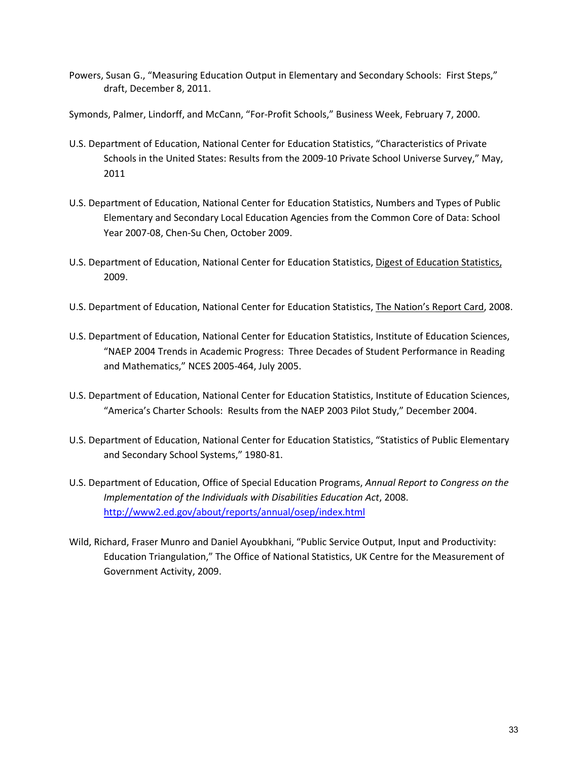Powers, Susan G., “Measuring Education Output in Elementary and Secondary Schools: First Steps,” draft, December 8, 2011.

Symonds, Palmer, Lindorff, and McCann, “For-Profit Schools,” Business Week, February 7, 2000.

U.S. Department of Education, National Center for Education Statistics, “Characteristics of Private Schools in the United States: Results from the 2009-10 Private School Universe Survey,” May, 2011

U.S. Department of Education, National Center for Education Statistics, Numbers and Types of Public Elementary and Secondary Local Education Agencies from the Common Core of Data: School Year 2007-08, Chen-Su Chen, October 2009.

U.S. Department of Education, National Center for Education Statistics, Digest of Education Statistics, 2009.

U.S. Department of Education, National Center for Education Statistics, The Nation’s Report Card, 2008.

U.S. Department of Education, National Center for Education Statistics, Institute of Education Sciences, “NAEP 2004 Trends in Academic Progress: Three Decades of Student Performance in Reading and Mathematics,” NCES 2005-464, July 2005.

U.S. Department of Education, National Center for Education Statistics, Institute of Education Sciences, “America’s Charter Schools: Results from the NAEP 2003 Pilot Study,” December 2004.

U.S. Department of Education, National Center for Education Statistics, “Statistics of Public Elementary and Secondary School Systems,” 1980-81.

U.S. Department of Education, Office of Special Education Programs, *Annual Report to Congress on the Implementation of the Individuals with Disabilities Education Act*, 2008. http://www2.ed.gov/about/reports/annual/osep/index.html

Wild, Richard, Fraser Munro and Daniel Ayoubkhani, “Public Service Output, Input and Productivity: Education Triangulation,” The Office of National Statistics, UK Centre for the Measurement of Government Activity, 2009.